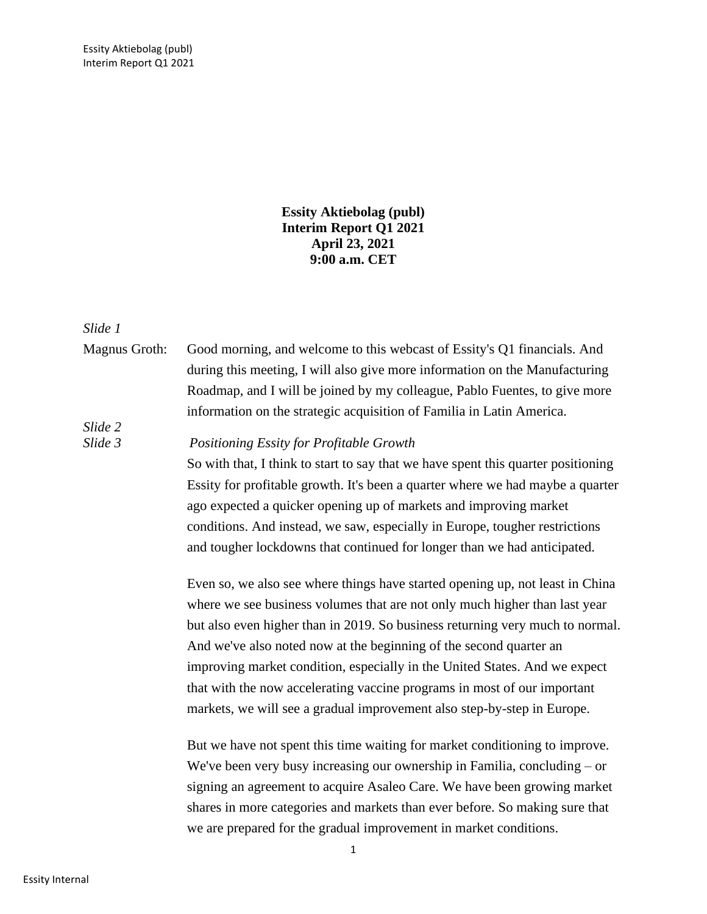**Essity Aktiebolag (publ)**
**Interim Report Q1 2021**
**April 23, 2021**
**9:00 a.m. CET**

*Slide 1*

Magnus Groth: Good morning, and welcome to this webcast of Essity's Q1 financials. And during this meeting, I will also give more information on the Manufacturing Roadmap, and I will be joined by my colleague, Pablo Fuentes, to give more information on the strategic acquisition of Familia in Latin America.

*Slide 2*

*Slide 3*

*Positioning Essity for Profitable Growth*

So with that, I think to start to say that we have spent this quarter positioning Essity for profitable growth. It's been a quarter where we had maybe a quarter ago expected a quicker opening up of markets and improving market conditions. And instead, we saw, especially in Europe, tougher restrictions and tougher lockdowns that continued for longer than we had anticipated.

Even so, we also see where things have started opening up, not least in China where we see business volumes that are not only much higher than last year but also even higher than in 2019. So business returning very much to normal. And we've also noted now at the beginning of the second quarter an improving market condition, especially in the United States. And we expect that with the now accelerating vaccine programs in most of our important markets, we will see a gradual improvement also step-by-step in Europe.

But we have not spent this time waiting for market conditioning to improve. We've been very busy increasing our ownership in Familia, concluding – or signing an agreement to acquire Asaleo Care. We have been growing market shares in more categories and markets than ever before. So making sure that we are prepared for the gradual improvement in market conditions.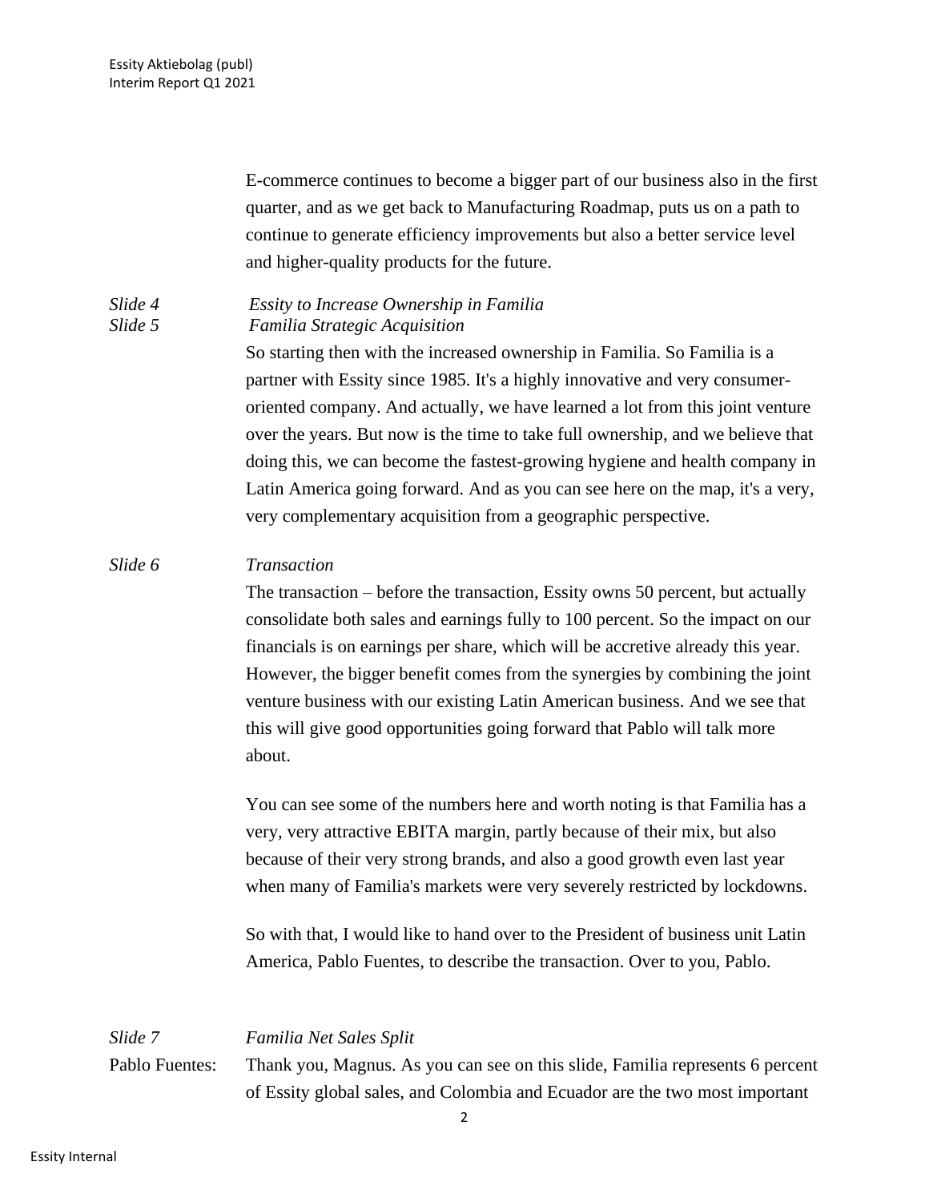E-commerce continues to become a bigger part of our business also in the first quarter, and as we get back to Manufacturing Roadmap, puts us on a path to continue to generate efficiency improvements but also a better service level and higher-quality products for the future.

*Slide 4* *Essity to Increase Ownership in Familia*

*Slide 5* *Familia Strategic Acquisition*

So starting then with the increased ownership in Familia. So Familia is a partner with Essity since 1985. It's a highly innovative and very consumer-oriented company. And actually, we have learned a lot from this joint venture over the years. But now is the time to take full ownership, and we believe that doing this, we can become the fastest-growing hygiene and health company in Latin America going forward. And as you can see here on the map, it's a very, very complementary acquisition from a geographic perspective.

*Slide 6* *Transaction*

The transaction – before the transaction, Essity owns 50 percent, but actually consolidate both sales and earnings fully to 100 percent. So the impact on our financials is on earnings per share, which will be accretive already this year. However, the bigger benefit comes from the synergies by combining the joint venture business with our existing Latin American business. And we see that this will give good opportunities going forward that Pablo will talk more about.

You can see some of the numbers here and worth noting is that Familia has a very, very attractive EBITA margin, partly because of their mix, but also because of their very strong brands, and also a good growth even last year when many of Familia's markets were very severely restricted by lockdowns.

So with that, I would like to hand over to the President of business unit Latin America, Pablo Fuentes, to describe the transaction. Over to you, Pablo.

*Slide 7* *Familia Net Sales Split*

Pablo Fuentes: Thank you, Magnus. As you can see on this slide, Familia represents 6 percent of Essity global sales, and Colombia and Ecuador are the two most important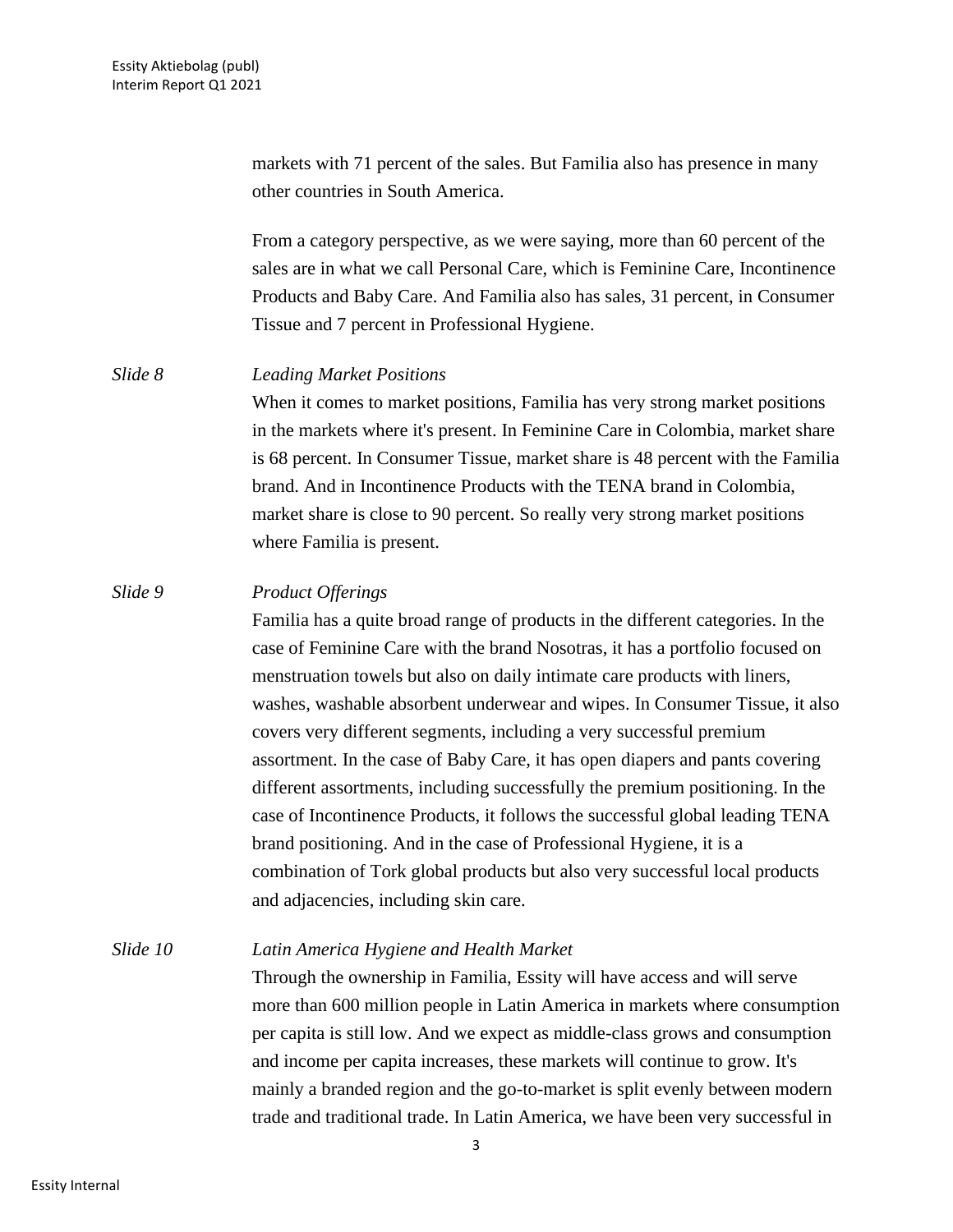markets with 71 percent of the sales. But Familia also has presence in many other countries in South America.

From a category perspective, as we were saying, more than 60 percent of the sales are in what we call Personal Care, which is Feminine Care, Incontinence Products and Baby Care. And Familia also has sales, 31 percent, in Consumer Tissue and 7 percent in Professional Hygiene.

*Slide 8* *Leading Market Positions*

When it comes to market positions, Familia has very strong market positions in the markets where it's present. In Feminine Care in Colombia, market share is 68 percent. In Consumer Tissue, market share is 48 percent with the Familia brand. And in Incontinence Products with the TENA brand in Colombia, market share is close to 90 percent. So really very strong market positions where Familia is present.

*Slide 9* *Product Offerings*

Familia has a quite broad range of products in the different categories. In the case of Feminine Care with the brand Nosotras, it has a portfolio focused on menstruation towels but also on daily intimate care products with liners, washes, washable absorbent underwear and wipes. In Consumer Tissue, it also covers very different segments, including a very successful premium assortment. In the case of Baby Care, it has open diapers and pants covering different assortments, including successfully the premium positioning. In the case of Incontinence Products, it follows the successful global leading TENA brand positioning. And in the case of Professional Hygiene, it is a combination of Tork global products but also very successful local products and adjacencies, including skin care.

*Slide 10* *Latin America Hygiene and Health Market*

Through the ownership in Familia, Essity will have access and will serve more than 600 million people in Latin America in markets where consumption per capita is still low. And we expect as middle-class grows and consumption and income per capita increases, these markets will continue to grow. It's mainly a branded region and the go-to-market is split evenly between modern trade and traditional trade. In Latin America, we have been very successful in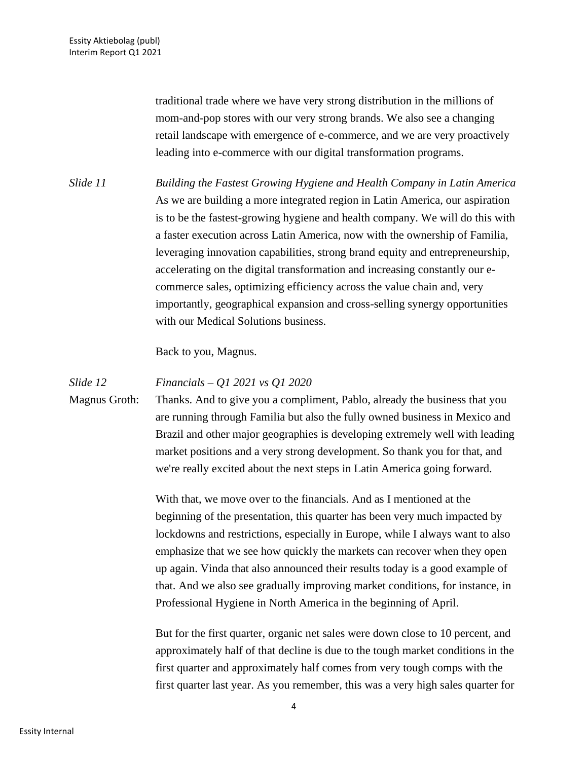traditional trade where we have very strong distribution in the millions of mom-and-pop stores with our very strong brands. We also see a changing retail landscape with emergence of e-commerce, and we are very proactively leading into e-commerce with our digital transformation programs.

*Slide 11* *Building the Fastest Growing Hygiene and Health Company in Latin America*

As we are building a more integrated region in Latin America, our aspiration is to be the fastest-growing hygiene and health company. We will do this with a faster execution across Latin America, now with the ownership of Familia, leveraging innovation capabilities, strong brand equity and entrepreneurship, accelerating on the digital transformation and increasing constantly our e-commerce sales, optimizing efficiency across the value chain and, very importantly, geographical expansion and cross-selling synergy opportunities with our Medical Solutions business.

Back to you, Magnus.

*Slide 12* *Financials – Q1 2021 vs Q1 2020*

Magnus Groth: Thanks. And to give you a compliment, Pablo, already the business that you are running through Familia but also the fully owned business in Mexico and Brazil and other major geographies is developing extremely well with leading market positions and a very strong development. So thank you for that, and we're really excited about the next steps in Latin America going forward.

With that, we move over to the financials. And as I mentioned at the beginning of the presentation, this quarter has been very much impacted by lockdowns and restrictions, especially in Europe, while I always want to also emphasize that we see how quickly the markets can recover when they open up again. Vinda that also announced their results today is a good example of that. And we also see gradually improving market conditions, for instance, in Professional Hygiene in North America in the beginning of April.

But for the first quarter, organic net sales were down close to 10 percent, and approximately half of that decline is due to the tough market conditions in the first quarter and approximately half comes from very tough comps with the first quarter last year. As you remember, this was a very high sales quarter for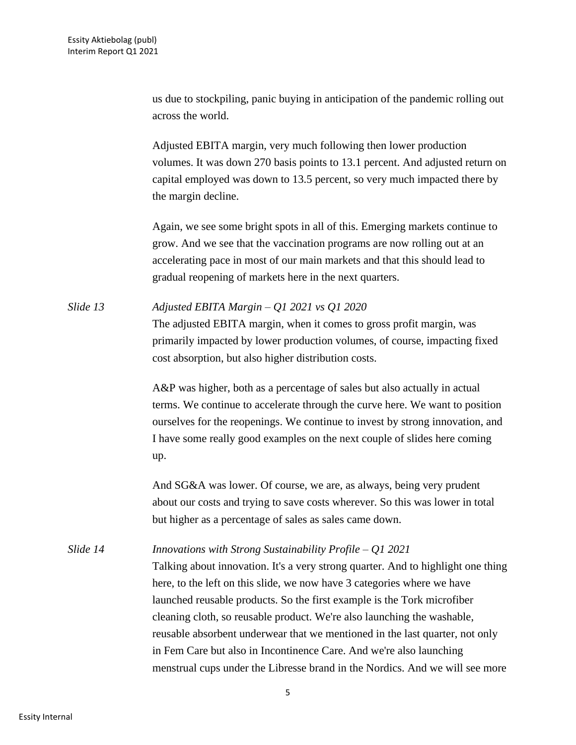us due to stockpiling, panic buying in anticipation of the pandemic rolling out across the world.

Adjusted EBITA margin, very much following then lower production volumes. It was down 270 basis points to 13.1 percent. And adjusted return on capital employed was down to 13.5 percent, so very much impacted there by the margin decline.

Again, we see some bright spots in all of this. Emerging markets continue to grow. And we see that the vaccination programs are now rolling out at an accelerating pace in most of our main markets and that this should lead to gradual reopening of markets here in the next quarters.

*Slide 13* *Adjusted EBITA Margin – Q1 2021 vs Q1 2020*

The adjusted EBITA margin, when it comes to gross profit margin, was primarily impacted by lower production volumes, of course, impacting fixed cost absorption, but also higher distribution costs.

A&P was higher, both as a percentage of sales but also actually in actual terms. We continue to accelerate through the curve here. We want to position ourselves for the reopenings. We continue to invest by strong innovation, and I have some really good examples on the next couple of slides here coming up.

And SG&A was lower. Of course, we are, as always, being very prudent about our costs and trying to save costs wherever. So this was lower in total but higher as a percentage of sales as sales came down.

*Slide 14* *Innovations with Strong Sustainability Profile – Q1 2021*

Talking about innovation. It's a very strong quarter. And to highlight one thing here, to the left on this slide, we now have 3 categories where we have launched reusable products. So the first example is the Tork microfiber cleaning cloth, so reusable product. We're also launching the washable, reusable absorbent underwear that we mentioned in the last quarter, not only in Fem Care but also in Incontinence Care. And we're also launching menstrual cups under the Libresse brand in the Nordics. And we will see more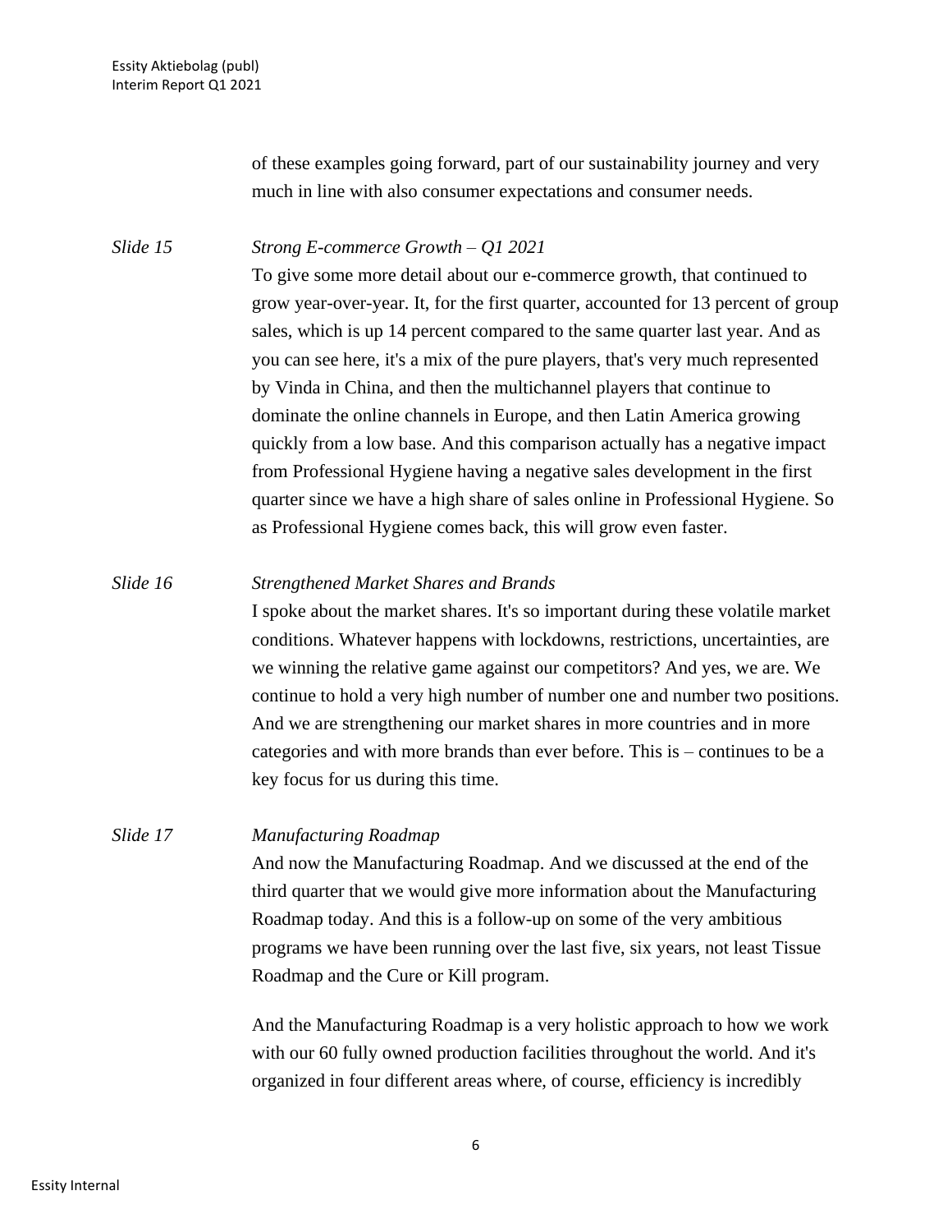of these examples going forward, part of our sustainability journey and very much in line with also consumer expectations and consumer needs.

*Slide 15* *Strong E-commerce Growth – Q1 2021*

To give some more detail about our e-commerce growth, that continued to grow year-over-year. It, for the first quarter, accounted for 13 percent of group sales, which is up 14 percent compared to the same quarter last year. And as you can see here, it's a mix of the pure players, that's very much represented by Vinda in China, and then the multichannel players that continue to dominate the online channels in Europe, and then Latin America growing quickly from a low base. And this comparison actually has a negative impact from Professional Hygiene having a negative sales development in the first quarter since we have a high share of sales online in Professional Hygiene. So as Professional Hygiene comes back, this will grow even faster.

*Slide 16* *Strengthened Market Shares and Brands*

I spoke about the market shares. It's so important during these volatile market conditions. Whatever happens with lockdowns, restrictions, uncertainties, are we winning the relative game against our competitors? And yes, we are. We continue to hold a very high number of number one and number two positions. And we are strengthening our market shares in more countries and in more categories and with more brands than ever before. This is – continues to be a key focus for us during this time.

*Slide 17* *Manufacturing Roadmap*

And now the Manufacturing Roadmap. And we discussed at the end of the third quarter that we would give more information about the Manufacturing Roadmap today. And this is a follow-up on some of the very ambitious programs we have been running over the last five, six years, not least Tissue Roadmap and the Cure or Kill program.

And the Manufacturing Roadmap is a very holistic approach to how we work with our 60 fully owned production facilities throughout the world. And it's organized in four different areas where, of course, efficiency is incredibly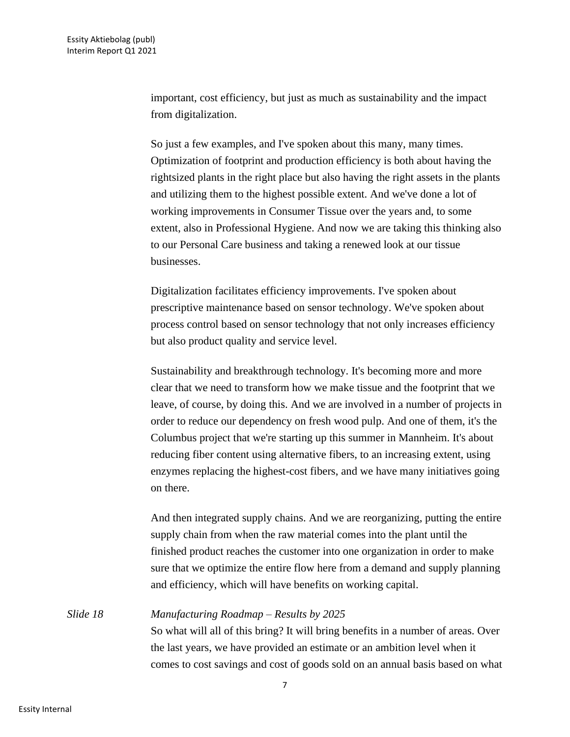important, cost efficiency, but just as much as sustainability and the impact from digitalization.

So just a few examples, and I've spoken about this many, many times. Optimization of footprint and production efficiency is both about having the rightsized plants in the right place but also having the right assets in the plants and utilizing them to the highest possible extent. And we've done a lot of working improvements in Consumer Tissue over the years and, to some extent, also in Professional Hygiene. And now we are taking this thinking also to our Personal Care business and taking a renewed look at our tissue businesses.

Digitalization facilitates efficiency improvements. I've spoken about prescriptive maintenance based on sensor technology. We've spoken about process control based on sensor technology that not only increases efficiency but also product quality and service level.

Sustainability and breakthrough technology. It's becoming more and more clear that we need to transform how we make tissue and the footprint that we leave, of course, by doing this. And we are involved in a number of projects in order to reduce our dependency on fresh wood pulp. And one of them, it's the Columbus project that we're starting up this summer in Mannheim. It's about reducing fiber content using alternative fibers, to an increasing extent, using enzymes replacing the highest-cost fibers, and we have many initiatives going on there.

And then integrated supply chains. And we are reorganizing, putting the entire supply chain from when the raw material comes into the plant until the finished product reaches the customer into one organization in order to make sure that we optimize the entire flow here from a demand and supply planning and efficiency, which will have benefits on working capital.

*Slide 18* *Manufacturing Roadmap – Results by 2025*

So what will all of this bring? It will bring benefits in a number of areas. Over the last years, we have provided an estimate or an ambition level when it comes to cost savings and cost of goods sold on an annual basis based on what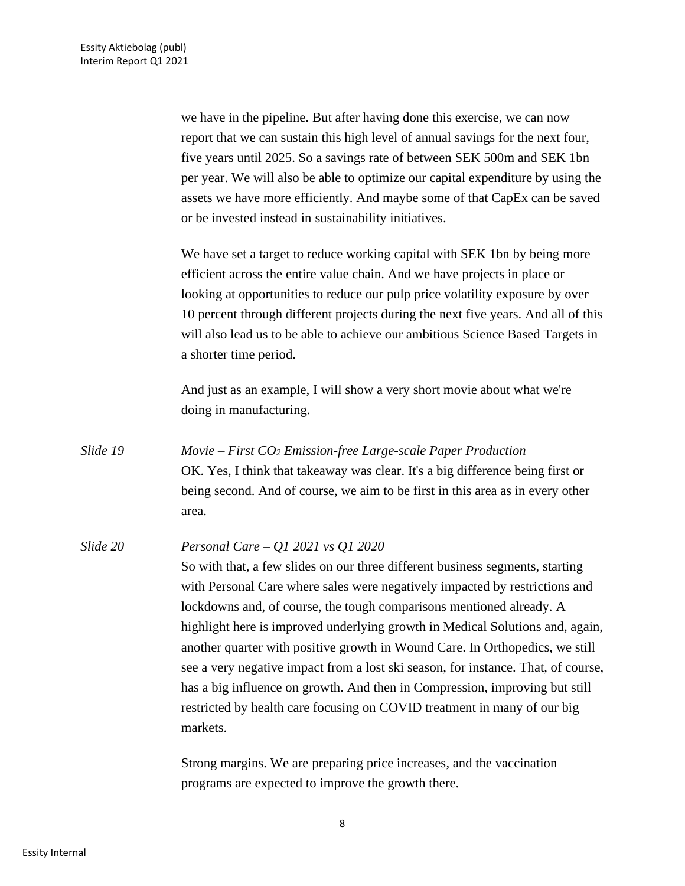we have in the pipeline. But after having done this exercise, we can now report that we can sustain this high level of annual savings for the next four, five years until 2025. So a savings rate of between SEK 500m and SEK 1bn per year. We will also be able to optimize our capital expenditure by using the assets we have more efficiently. And maybe some of that CapEx can be saved or be invested instead in sustainability initiatives.

We have set a target to reduce working capital with SEK 1bn by being more efficient across the entire value chain. And we have projects in place or looking at opportunities to reduce our pulp price volatility exposure by over 10 percent through different projects during the next five years. And all of this will also lead us to be able to achieve our ambitious Science Based Targets in a shorter time period.

And just as an example, I will show a very short movie about what we're doing in manufacturing.

*Slide 19* *Movie – First $CO_2$ Emission-free Large-scale Paper Production*

OK. Yes, I think that takeaway was clear. It's a big difference being first or being second. And of course, we aim to be first in this area as in every other area.

*Slide 20* *Personal Care – Q1 2021 vs Q1 2020*

So with that, a few slides on our three different business segments, starting with Personal Care where sales were negatively impacted by restrictions and lockdowns and, of course, the tough comparisons mentioned already. A highlight here is improved underlying growth in Medical Solutions and, again, another quarter with positive growth in Wound Care. In Orthopedics, we still see a very negative impact from a lost ski season, for instance. That, of course, has a big influence on growth. And then in Compression, improving but still restricted by health care focusing on COVID treatment in many of our big markets.

Strong margins. We are preparing price increases, and the vaccination programs are expected to improve the growth there.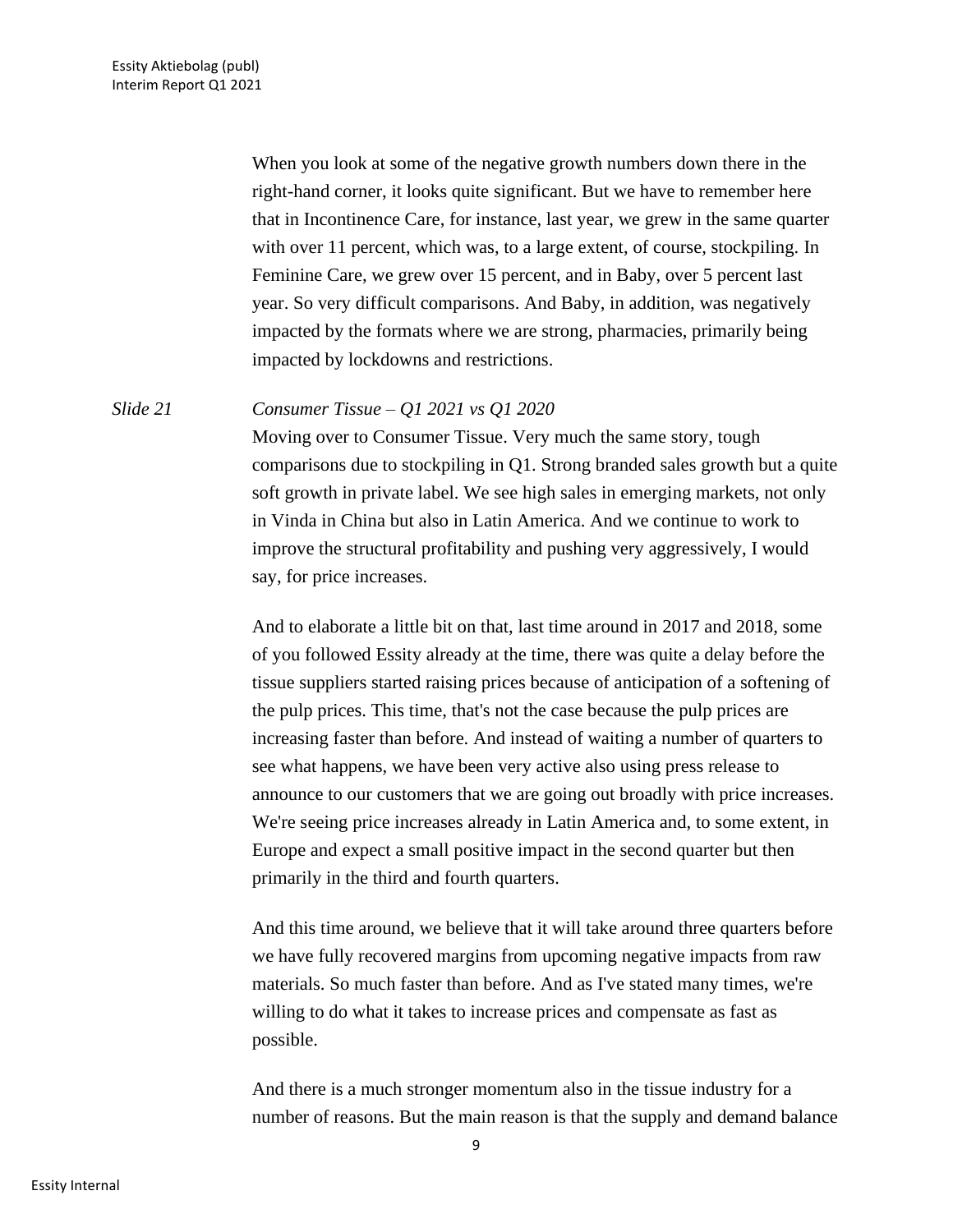When you look at some of the negative growth numbers down there in the right-hand corner, it looks quite significant. But we have to remember here that in Incontinence Care, for instance, last year, we grew in the same quarter with over 11 percent, which was, to a large extent, of course, stockpiling. In Feminine Care, we grew over 15 percent, and in Baby, over 5 percent last year. So very difficult comparisons. And Baby, in addition, was negatively impacted by the formats where we are strong, pharmacies, primarily being impacted by lockdowns and restrictions.

*Slide 21* *Consumer Tissue – Q1 2021 vs Q1 2020*

Moving over to Consumer Tissue. Very much the same story, tough comparisons due to stockpiling in Q1. Strong branded sales growth but a quite soft growth in private label. We see high sales in emerging markets, not only in Vinda in China but also in Latin America. And we continue to work to improve the structural profitability and pushing very aggressively, I would say, for price increases.

And to elaborate a little bit on that, last time around in 2017 and 2018, some of you followed Essity already at the time, there was quite a delay before the tissue suppliers started raising prices because of anticipation of a softening of the pulp prices. This time, that's not the case because the pulp prices are increasing faster than before. And instead of waiting a number of quarters to see what happens, we have been very active also using press release to announce to our customers that we are going out broadly with price increases. We're seeing price increases already in Latin America and, to some extent, in Europe and expect a small positive impact in the second quarter but then primarily in the third and fourth quarters.

And this time around, we believe that it will take around three quarters before we have fully recovered margins from upcoming negative impacts from raw materials. So much faster than before. And as I've stated many times, we're willing to do what it takes to increase prices and compensate as fast as possible.

And there is a much stronger momentum also in the tissue industry for a number of reasons. But the main reason is that the supply and demand balance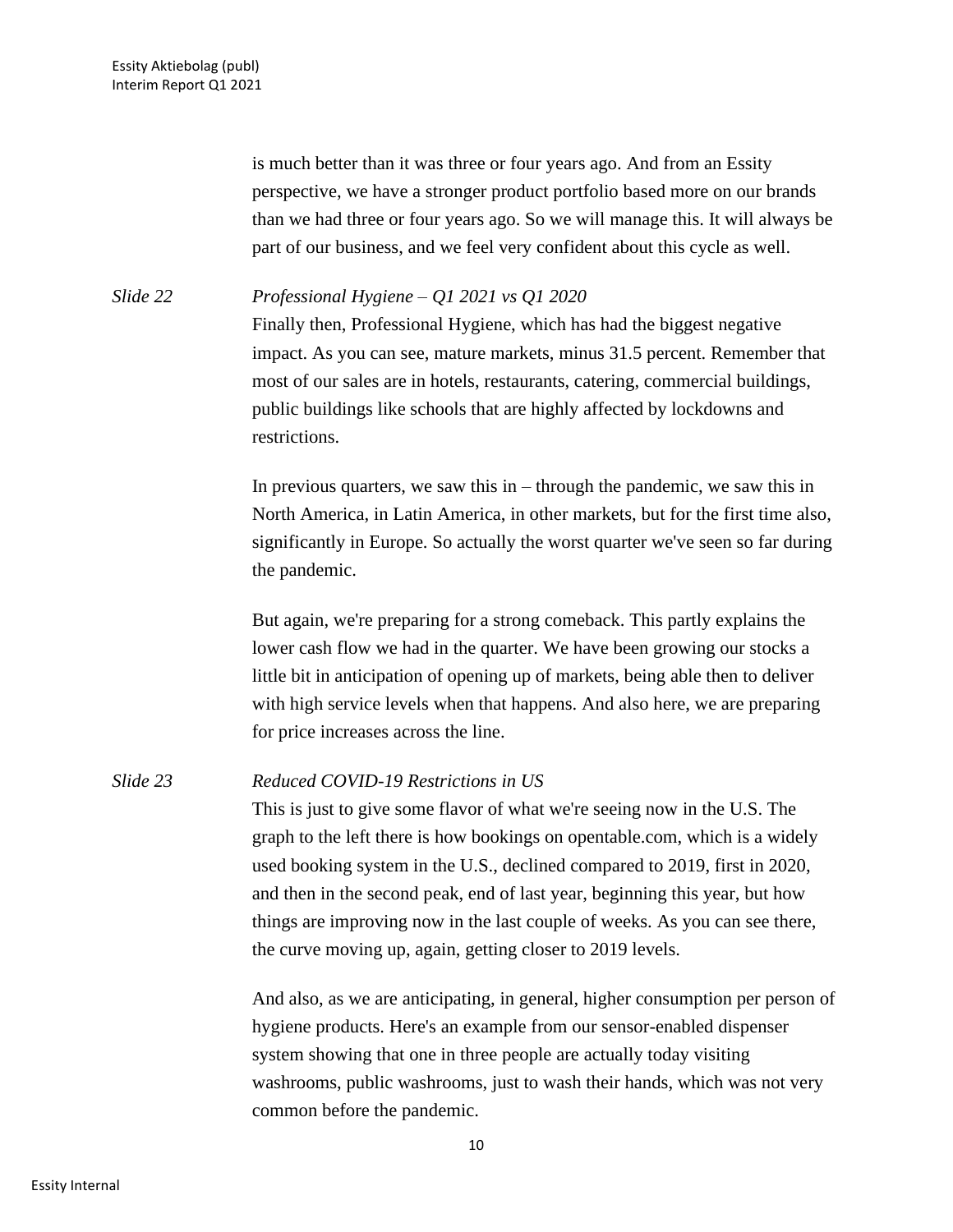is much better than it was three or four years ago. And from an Essity perspective, we have a stronger product portfolio based more on our brands than we had three or four years ago. So we will manage this. It will always be part of our business, and we feel very confident about this cycle as well.

*Slide 22* *Professional Hygiene – Q1 2021 vs Q1 2020*

Finally then, Professional Hygiene, which has had the biggest negative impact. As you can see, mature markets, minus 31.5 percent. Remember that most of our sales are in hotels, restaurants, catering, commercial buildings, public buildings like schools that are highly affected by lockdowns and restrictions.

In previous quarters, we saw this in – through the pandemic, we saw this in North America, in Latin America, in other markets, but for the first time also, significantly in Europe. So actually the worst quarter we've seen so far during the pandemic.

But again, we're preparing for a strong comeback. This partly explains the lower cash flow we had in the quarter. We have been growing our stocks a little bit in anticipation of opening up of markets, being able then to deliver with high service levels when that happens. And also here, we are preparing for price increases across the line.

*Slide 23* *Reduced COVID-19 Restrictions in US*

This is just to give some flavor of what we're seeing now in the U.S. The graph to the left there is how bookings on opentable.com, which is a widely used booking system in the U.S., declined compared to 2019, first in 2020, and then in the second peak, end of last year, beginning this year, but how things are improving now in the last couple of weeks. As you can see there, the curve moving up, again, getting closer to 2019 levels.

And also, as we are anticipating, in general, higher consumption per person of hygiene products. Here's an example from our sensor-enabled dispenser system showing that one in three people are actually today visiting washrooms, public washrooms, just to wash their hands, which was not very common before the pandemic.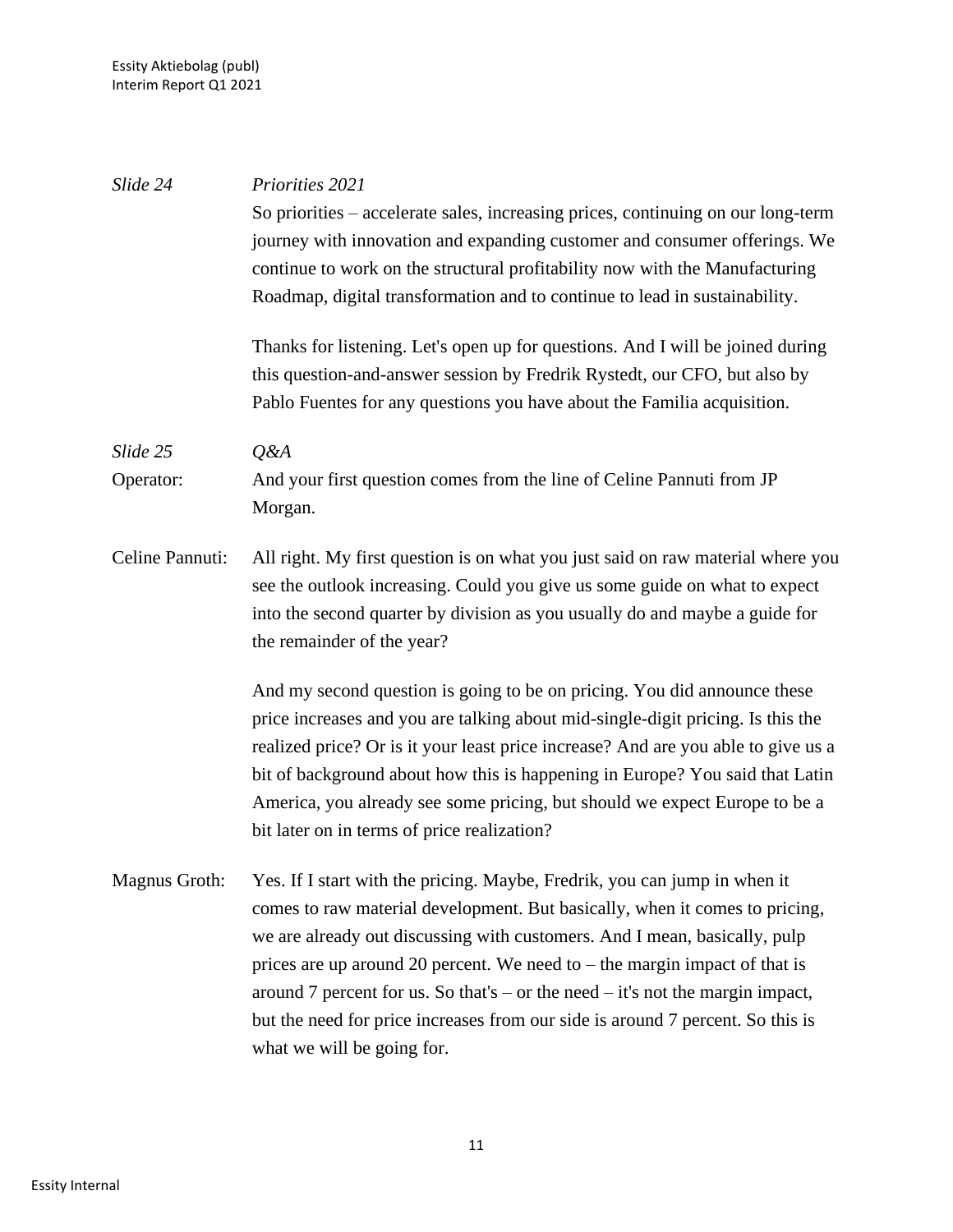*Slide 24* *Priorities 2021*

So priorities – accelerate sales, increasing prices, continuing on our long-term journey with innovation and expanding customer and consumer offerings. We continue to work on the structural profitability now with the Manufacturing Roadmap, digital transformation and to continue to lead in sustainability.

Thanks for listening. Let's open up for questions. And I will be joined during this question-and-answer session by Fredrik Rystedt, our CFO, but also by Pablo Fuentes for any questions you have about the Familia acquisition.

*Slide 25* *Q&A*

Operator: And your first question comes from the line of Celine Pannuti from JP Morgan.

Celine Pannuti: All right. My first question is on what you just said on raw material where you see the outlook increasing. Could you give us some guide on what to expect into the second quarter by division as you usually do and maybe a guide for the remainder of the year?

And my second question is going to be on pricing. You did announce these price increases and you are talking about mid-single-digit pricing. Is this the realized price? Or is it your least price increase? And are you able to give us a bit of background about how this is happening in Europe? You said that Latin America, you already see some pricing, but should we expect Europe to be a bit later on in terms of price realization?

Magnus Groth: Yes. If I start with the pricing. Maybe, Fredrik, you can jump in when it comes to raw material development. But basically, when it comes to pricing, we are already out discussing with customers. And I mean, basically, pulp prices are up around 20 percent. We need to – the margin impact of that is around 7 percent for us. So that's – or the need – it's not the margin impact, but the need for price increases from our side is around 7 percent. So this is what we will be going for.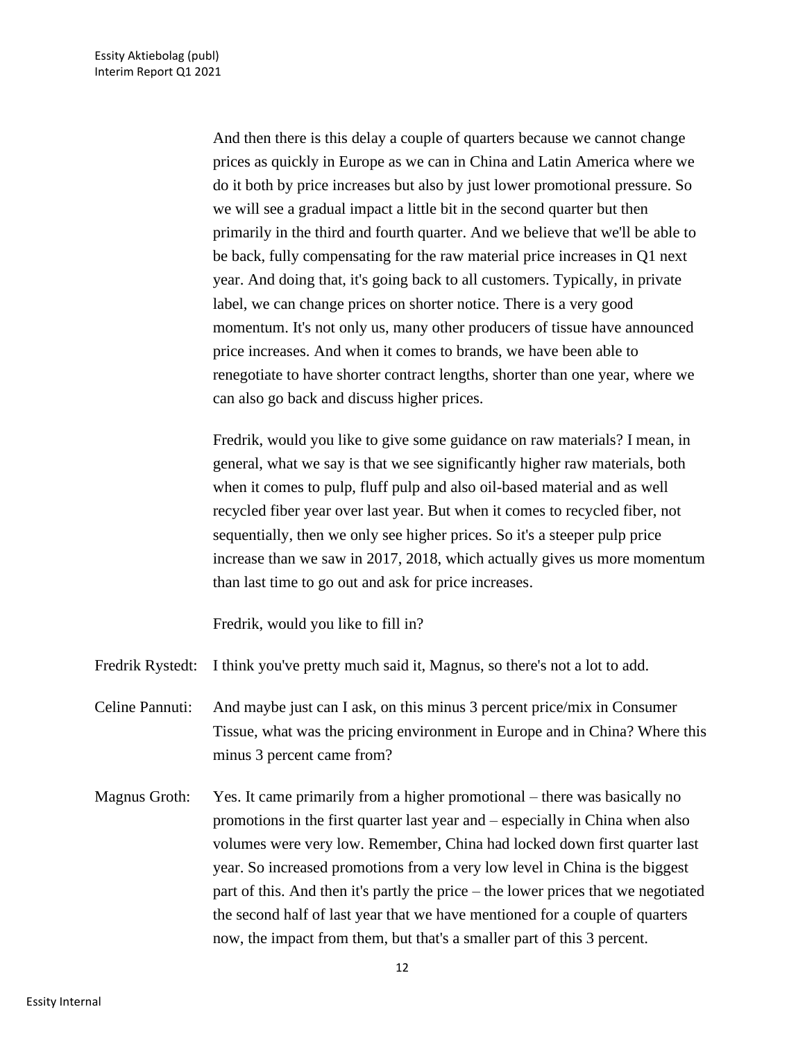And then there is this delay a couple of quarters because we cannot change prices as quickly in Europe as we can in China and Latin America where we do it both by price increases but also by just lower promotional pressure. So we will see a gradual impact a little bit in the second quarter but then primarily in the third and fourth quarter. And we believe that we'll be able to be back, fully compensating for the raw material price increases in Q1 next year. And doing that, it's going back to all customers. Typically, in private label, we can change prices on shorter notice. There is a very good momentum. It's not only us, many other producers of tissue have announced price increases. And when it comes to brands, we have been able to renegotiate to have shorter contract lengths, shorter than one year, where we can also go back and discuss higher prices.

Fredrik, would you like to give some guidance on raw materials? I mean, in general, what we say is that we see significantly higher raw materials, both when it comes to pulp, fluff pulp and also oil-based material and as well recycled fiber year over last year. But when it comes to recycled fiber, not sequentially, then we only see higher prices. So it's a steeper pulp price increase than we saw in 2017, 2018, which actually gives us more momentum than last time to go out and ask for price increases.

Fredrik, would you like to fill in?

Fredrik Rystedt: I think you've pretty much said it, Magnus, so there's not a lot to add.

Celine Pannuti: And maybe just can I ask, on this minus 3 percent price/mix in Consumer Tissue, what was the pricing environment in Europe and in China? Where this minus 3 percent came from?

Magnus Groth: Yes. It came primarily from a higher promotional – there was basically no promotions in the first quarter last year and – especially in China when also volumes were very low. Remember, China had locked down first quarter last year. So increased promotions from a very low level in China is the biggest part of this. And then it's partly the price – the lower prices that we negotiated the second half of last year that we have mentioned for a couple of quarters now, the impact from them, but that's a smaller part of this 3 percent.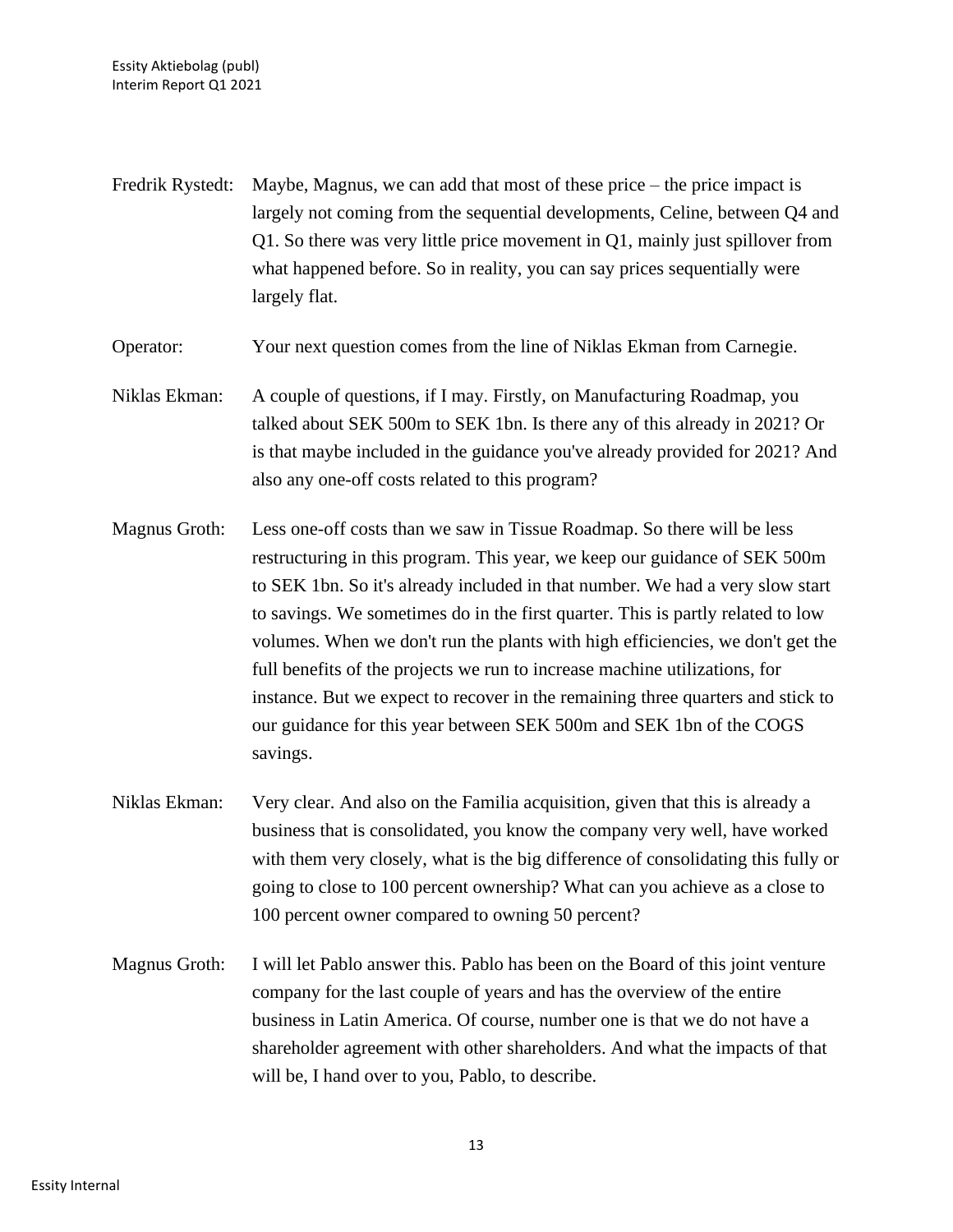Fredrik Rystedt: Maybe, Magnus, we can add that most of these price – the price impact is largely not coming from the sequential developments, Celine, between Q4 and Q1. So there was very little price movement in Q1, mainly just spillover from what happened before. So in reality, you can say prices sequentially were largely flat.

Operator: Your next question comes from the line of Niklas Ekman from Carnegie.

Niklas Ekman: A couple of questions, if I may. Firstly, on Manufacturing Roadmap, you talked about SEK 500m to SEK 1bn. Is there any of this already in 2021? Or is that maybe included in the guidance you've already provided for 2021? And also any one-off costs related to this program?

Magnus Groth: Less one-off costs than we saw in Tissue Roadmap. So there will be less restructuring in this program. This year, we keep our guidance of SEK 500m to SEK 1bn. So it's already included in that number. We had a very slow start to savings. We sometimes do in the first quarter. This is partly related to low volumes. When we don't run the plants with high efficiencies, we don't get the full benefits of the projects we run to increase machine utilizations, for instance. But we expect to recover in the remaining three quarters and stick to our guidance for this year between SEK 500m and SEK 1bn of the COGS savings.

Niklas Ekman: Very clear. And also on the Familia acquisition, given that this is already a business that is consolidated, you know the company very well, have worked with them very closely, what is the big difference of consolidating this fully or going to close to 100 percent ownership? What can you achieve as a close to 100 percent owner compared to owning 50 percent?

Magnus Groth: I will let Pablo answer this. Pablo has been on the Board of this joint venture company for the last couple of years and has the overview of the entire business in Latin America. Of course, number one is that we do not have a shareholder agreement with other shareholders. And what the impacts of that will be, I hand over to you, Pablo, to describe.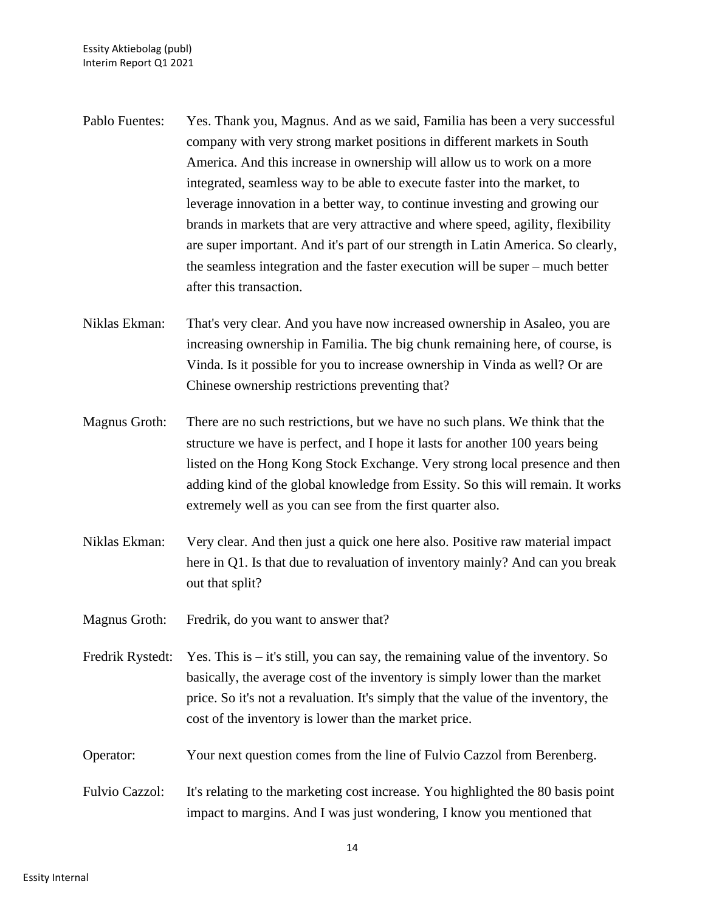Pablo Fuentes: Yes. Thank you, Magnus. And as we said, Familia has been a very successful company with very strong market positions in different markets in South America. And this increase in ownership will allow us to work on a more integrated, seamless way to be able to execute faster into the market, to leverage innovation in a better way, to continue investing and growing our brands in markets that are very attractive and where speed, agility, flexibility are super important. And it's part of our strength in Latin America. So clearly, the seamless integration and the faster execution will be super – much better after this transaction.

Niklas Ekman: That's very clear. And you have now increased ownership in Asaleo, you are increasing ownership in Familia. The big chunk remaining here, of course, is Vinda. Is it possible for you to increase ownership in Vinda as well? Or are Chinese ownership restrictions preventing that?

Magnus Groth: There are no such restrictions, but we have no such plans. We think that the structure we have is perfect, and I hope it lasts for another 100 years being listed on the Hong Kong Stock Exchange. Very strong local presence and then adding kind of the global knowledge from Essity. So this will remain. It works extremely well as you can see from the first quarter also.

Niklas Ekman: Very clear. And then just a quick one here also. Positive raw material impact here in Q1. Is that due to revaluation of inventory mainly? And can you break out that split?

Magnus Groth: Fredrik, do you want to answer that?

Fredrik Rystedt: Yes. This is – it's still, you can say, the remaining value of the inventory. So basically, the average cost of the inventory is simply lower than the market price. So it's not a revaluation. It's simply that the value of the inventory, the cost of the inventory is lower than the market price.

Operator: Your next question comes from the line of Fulvio Cazzol from Berenberg.

Fulvio Cazzol: It's relating to the marketing cost increase. You highlighted the 80 basis point impact to margins. And I was just wondering, I know you mentioned that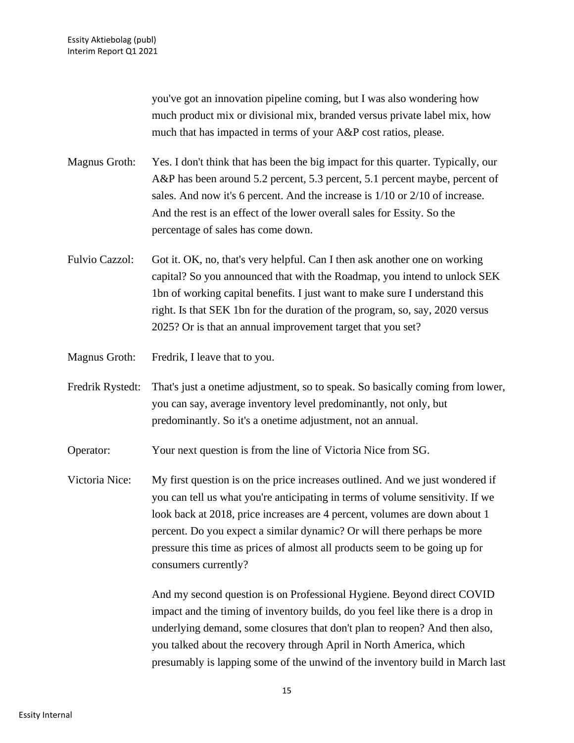you've got an innovation pipeline coming, but I was also wondering how much product mix or divisional mix, branded versus private label mix, how much that has impacted in terms of your A&P cost ratios, please.

Magnus Groth: Yes. I don't think that has been the big impact for this quarter. Typically, our A&P has been around 5.2 percent, 5.3 percent, 5.1 percent maybe, percent of sales. And now it's 6 percent. And the increase is 1/10 or 2/10 of increase. And the rest is an effect of the lower overall sales for Essity. So the percentage of sales has come down.

Fulvio Cazzol: Got it. OK, no, that's very helpful. Can I then ask another one on working capital? So you announced that with the Roadmap, you intend to unlock SEK 1bn of working capital benefits. I just want to make sure I understand this right. Is that SEK 1bn for the duration of the program, so, say, 2020 versus 2025? Or is that an annual improvement target that you set?

Magnus Groth: Fredrik, I leave that to you.

Fredrik Rystedt: That's just a onetime adjustment, so to speak. So basically coming from lower, you can say, average inventory level predominantly, not only, but predominantly. So it's a onetime adjustment, not an annual.

Operator: Your next question is from the line of Victoria Nice from SG.

Victoria Nice: My first question is on the price increases outlined. And we just wondered if you can tell us what you're anticipating in terms of volume sensitivity. If we look back at 2018, price increases are 4 percent, volumes are down about 1 percent. Do you expect a similar dynamic? Or will there perhaps be more pressure this time as prices of almost all products seem to be going up for consumers currently?

And my second question is on Professional Hygiene. Beyond direct COVID impact and the timing of inventory builds, do you feel like there is a drop in underlying demand, some closures that don't plan to reopen? And then also, you talked about the recovery through April in North America, which presumably is lapping some of the unwind of the inventory build in March last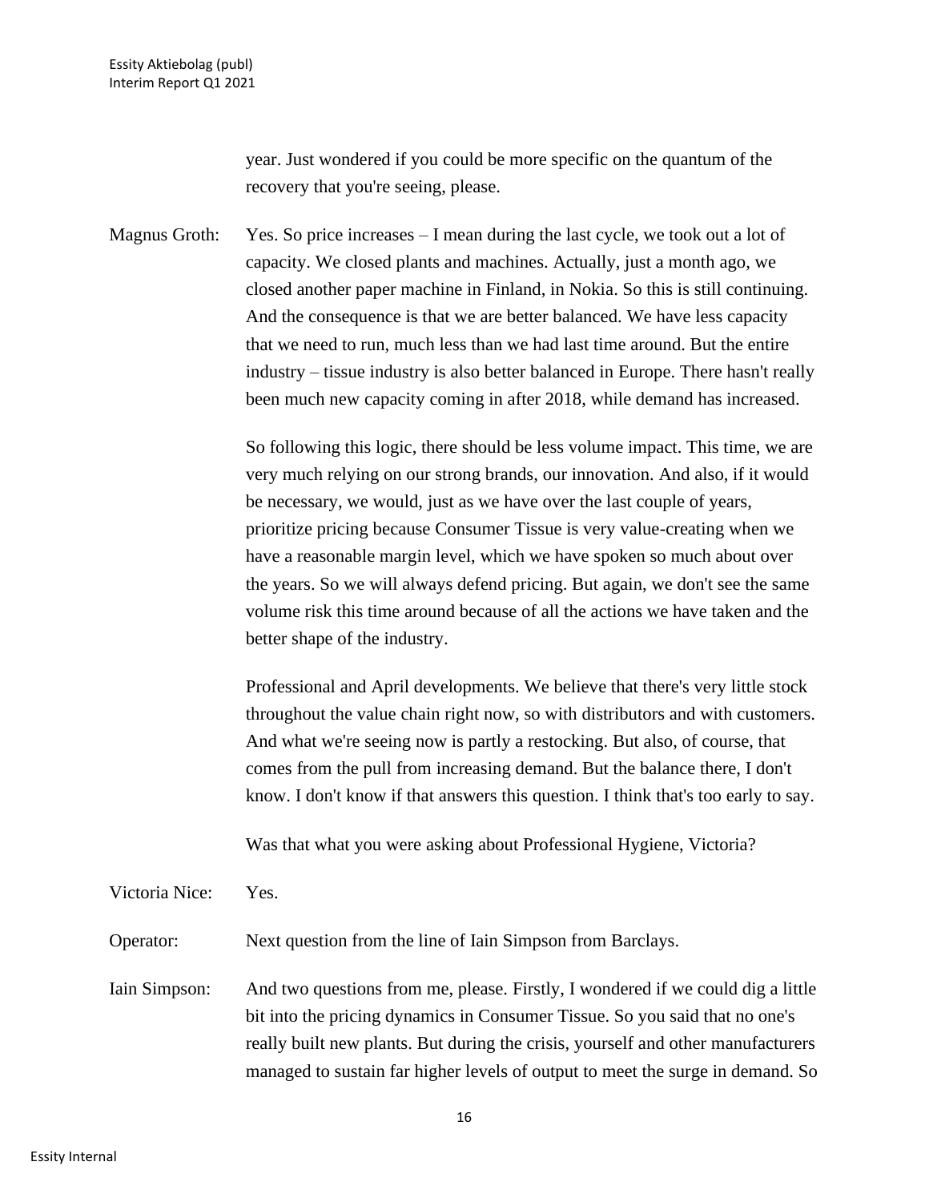year. Just wondered if you could be more specific on the quantum of the recovery that you're seeing, please.

Magnus Groth: Yes. So price increases – I mean during the last cycle, we took out a lot of capacity. We closed plants and machines. Actually, just a month ago, we closed another paper machine in Finland, in Nokia. So this is still continuing. And the consequence is that we are better balanced. We have less capacity that we need to run, much less than we had last time around. But the entire industry – tissue industry is also better balanced in Europe. There hasn't really been much new capacity coming in after 2018, while demand has increased.

So following this logic, there should be less volume impact. This time, we are very much relying on our strong brands, our innovation. And also, if it would be necessary, we would, just as we have over the last couple of years, prioritize pricing because Consumer Tissue is very value-creating when we have a reasonable margin level, which we have spoken so much about over the years. So we will always defend pricing. But again, we don't see the same volume risk this time around because of all the actions we have taken and the better shape of the industry.

Professional and April developments. We believe that there's very little stock throughout the value chain right now, so with distributors and with customers. And what we're seeing now is partly a restocking. But also, of course, that comes from the pull from increasing demand. But the balance there, I don't know. I don't know if that answers this question. I think that's too early to say.

Was that what you were asking about Professional Hygiene, Victoria?

Victoria Nice: Yes.

Operator: Next question from the line of Iain Simpson from Barclays.

Iain Simpson: And two questions from me, please. Firstly, I wondered if we could dig a little bit into the pricing dynamics in Consumer Tissue. So you said that no one's really built new plants. But during the crisis, yourself and other manufacturers managed to sustain far higher levels of output to meet the surge in demand. So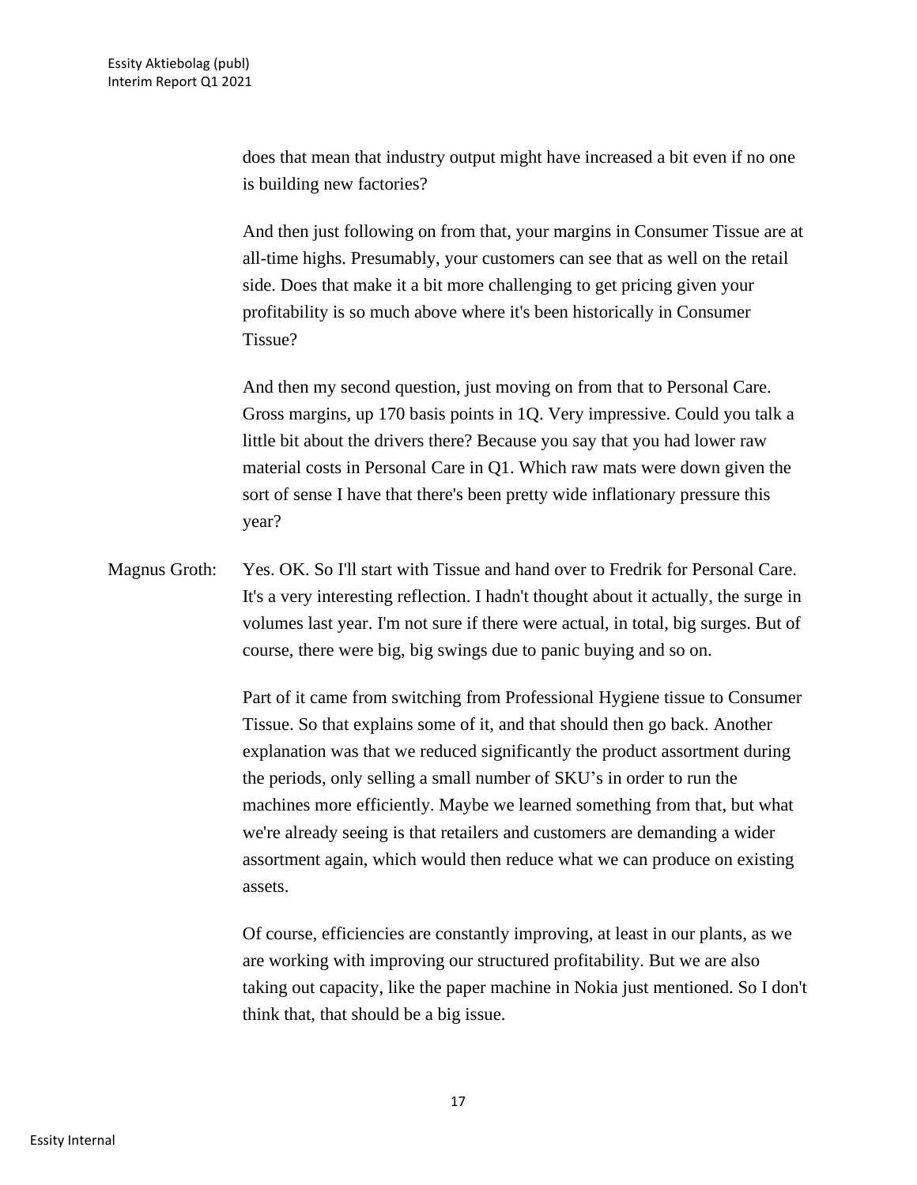does that mean that industry output might have increased a bit even if no one is building new factories?

And then just following on from that, your margins in Consumer Tissue are at all-time highs. Presumably, your customers can see that as well on the retail side. Does that make it a bit more challenging to get pricing given your profitability is so much above where it's been historically in Consumer Tissue?

And then my second question, just moving on from that to Personal Care. Gross margins, up 170 basis points in 1Q. Very impressive. Could you talk a little bit about the drivers there? Because you say that you had lower raw material costs in Personal Care in Q1. Which raw mats were down given the sort of sense I have that there's been pretty wide inflationary pressure this year?

Magnus Groth: Yes. OK. So I'll start with Tissue and hand over to Fredrik for Personal Care. It's a very interesting reflection. I hadn't thought about it actually, the surge in volumes last year. I'm not sure if there were actual, in total, big surges. But of course, there were big, big swings due to panic buying and so on.

Part of it came from switching from Professional Hygiene tissue to Consumer Tissue. So that explains some of it, and that should then go back. Another explanation was that we reduced significantly the product assortment during the periods, only selling a small number of SKU's in order to run the machines more efficiently. Maybe we learned something from that, but what we're already seeing is that retailers and customers are demanding a wider assortment again, which would then reduce what we can produce on existing assets.

Of course, efficiencies are constantly improving, at least in our plants, as we are working with improving our structured profitability. But we are also taking out capacity, like the paper machine in Nokia just mentioned. So I don't think that, that should be a big issue.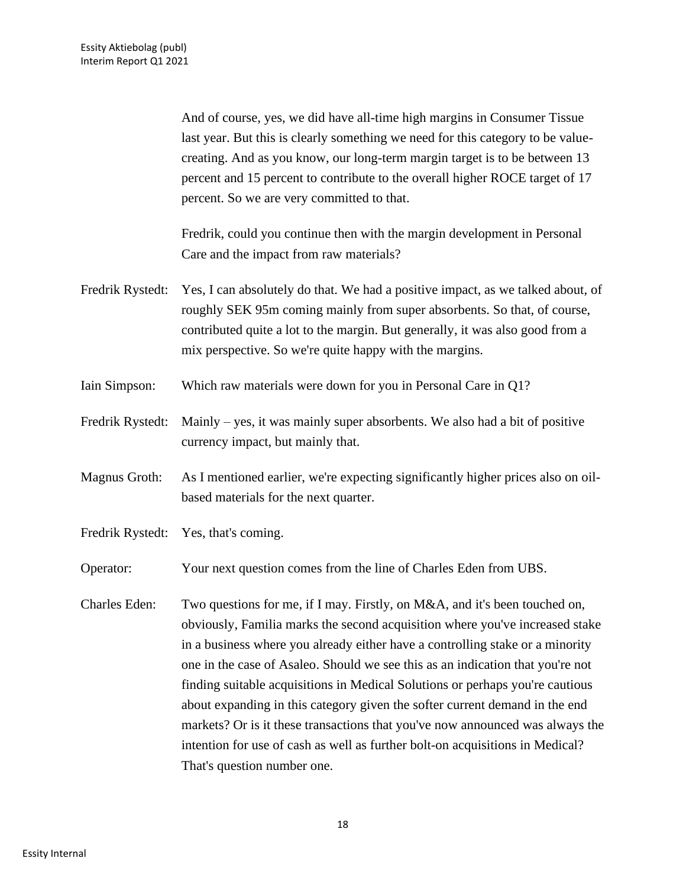And of course, yes, we did have all-time high margins in Consumer Tissue last year. But this is clearly something we need for this category to be value-creating. And as you know, our long-term margin target is to be between 13 percent and 15 percent to contribute to the overall higher ROCE target of 17 percent. So we are very committed to that.

Fredrik, could you continue then with the margin development in Personal Care and the impact from raw materials?

Fredrik Rystedt: Yes, I can absolutely do that. We had a positive impact, as we talked about, of roughly SEK 95m coming mainly from super absorbents. So that, of course, contributed quite a lot to the margin. But generally, it was also good from a mix perspective. So we're quite happy with the margins.

Iain Simpson: Which raw materials were down for you in Personal Care in Q1?

Fredrik Rystedt: Mainly – yes, it was mainly super absorbents. We also had a bit of positive currency impact, but mainly that.

Magnus Groth: As I mentioned earlier, we're expecting significantly higher prices also on oil-based materials for the next quarter.

Fredrik Rystedt: Yes, that's coming.

Operator: Your next question comes from the line of Charles Eden from UBS.

Charles Eden: Two questions for me, if I may. Firstly, on M&A, and it's been touched on, obviously, Familia marks the second acquisition where you've increased stake in a business where you already either have a controlling stake or a minority one in the case of Asaleo. Should we see this as an indication that you're not finding suitable acquisitions in Medical Solutions or perhaps you're cautious about expanding in this category given the softer current demand in the end markets? Or is it these transactions that you've now announced was always the intention for use of cash as well as further bolt-on acquisitions in Medical? That's question number one.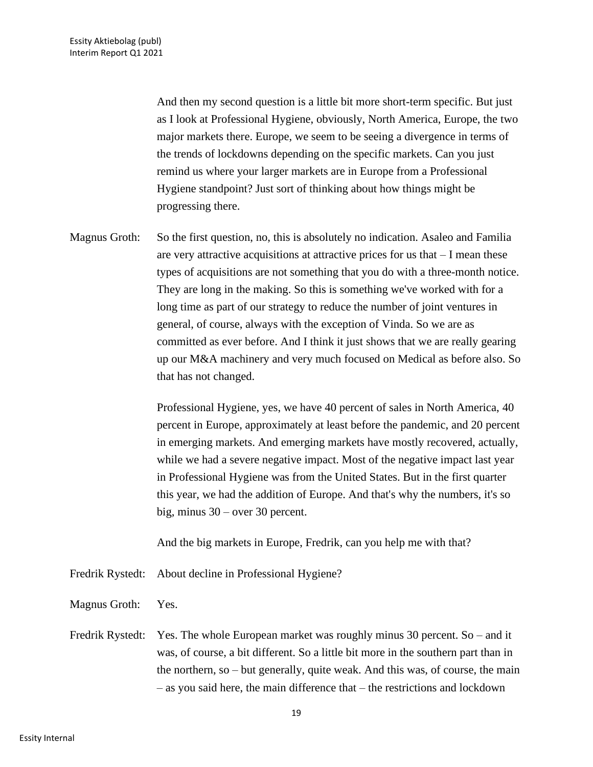And then my second question is a little bit more short-term specific. But just as I look at Professional Hygiene, obviously, North America, Europe, the two major markets there. Europe, we seem to be seeing a divergence in terms of the trends of lockdowns depending on the specific markets. Can you just remind us where your larger markets are in Europe from a Professional Hygiene standpoint? Just sort of thinking about how things might be progressing there.

Magnus Groth: So the first question, no, this is absolutely no indication. Asaleo and Familia are very attractive acquisitions at attractive prices for us that – I mean these types of acquisitions are not something that you do with a three-month notice. They are long in the making. So this is something we've worked with for a long time as part of our strategy to reduce the number of joint ventures in general, of course, always with the exception of Vinda. So we are as committed as ever before. And I think it just shows that we are really gearing up our M&A machinery and very much focused on Medical as before also. So that has not changed.

Professional Hygiene, yes, we have 40 percent of sales in North America, 40 percent in Europe, approximately at least before the pandemic, and 20 percent in emerging markets. And emerging markets have mostly recovered, actually, while we had a severe negative impact. Most of the negative impact last year in Professional Hygiene was from the United States. But in the first quarter this year, we had the addition of Europe. And that's why the numbers, it's so big, minus 30 – over 30 percent.

And the big markets in Europe, Fredrik, can you help me with that?

Fredrik Rystedt: About decline in Professional Hygiene?

Magnus Groth: Yes.

Fredrik Rystedt: Yes. The whole European market was roughly minus 30 percent. So – and it was, of course, a bit different. So a little bit more in the southern part than in the northern, so – but generally, quite weak. And this was, of course, the main – as you said here, the main difference that – the restrictions and lockdown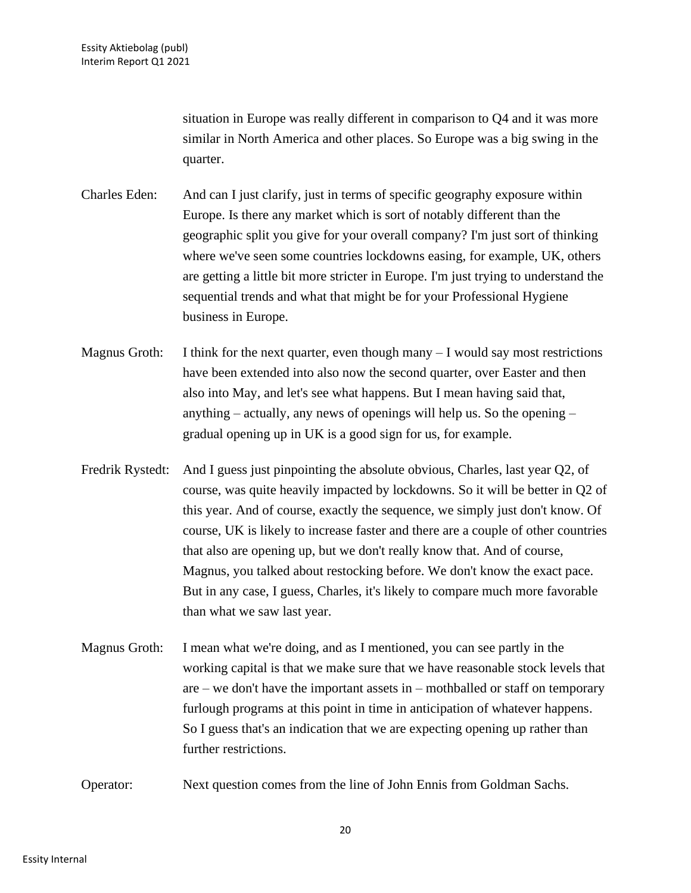situation in Europe was really different in comparison to Q4 and it was more similar in North America and other places. So Europe was a big swing in the quarter.

Charles Eden: And can I just clarify, just in terms of specific geography exposure within Europe. Is there any market which is sort of notably different than the geographic split you give for your overall company? I'm just sort of thinking where we've seen some countries lockdowns easing, for example, UK, others are getting a little bit more stricter in Europe. I'm just trying to understand the sequential trends and what that might be for your Professional Hygiene business in Europe.

Magnus Groth: I think for the next quarter, even though many – I would say most restrictions have been extended into also now the second quarter, over Easter and then also into May, and let's see what happens. But I mean having said that, anything – actually, any news of openings will help us. So the opening – gradual opening up in UK is a good sign for us, for example.

Fredrik Rystedt: And I guess just pinpointing the absolute obvious, Charles, last year Q2, of course, was quite heavily impacted by lockdowns. So it will be better in Q2 of this year. And of course, exactly the sequence, we simply just don't know. Of course, UK is likely to increase faster and there are a couple of other countries that also are opening up, but we don't really know that. And of course, Magnus, you talked about restocking before. We don't know the exact pace. But in any case, I guess, Charles, it's likely to compare much more favorable than what we saw last year.

Magnus Groth: I mean what we're doing, and as I mentioned, you can see partly in the working capital is that we make sure that we have reasonable stock levels that are – we don't have the important assets in – mothballed or staff on temporary furlough programs at this point in time in anticipation of whatever happens. So I guess that's an indication that we are expecting opening up rather than further restrictions.

Operator: Next question comes from the line of John Ennis from Goldman Sachs.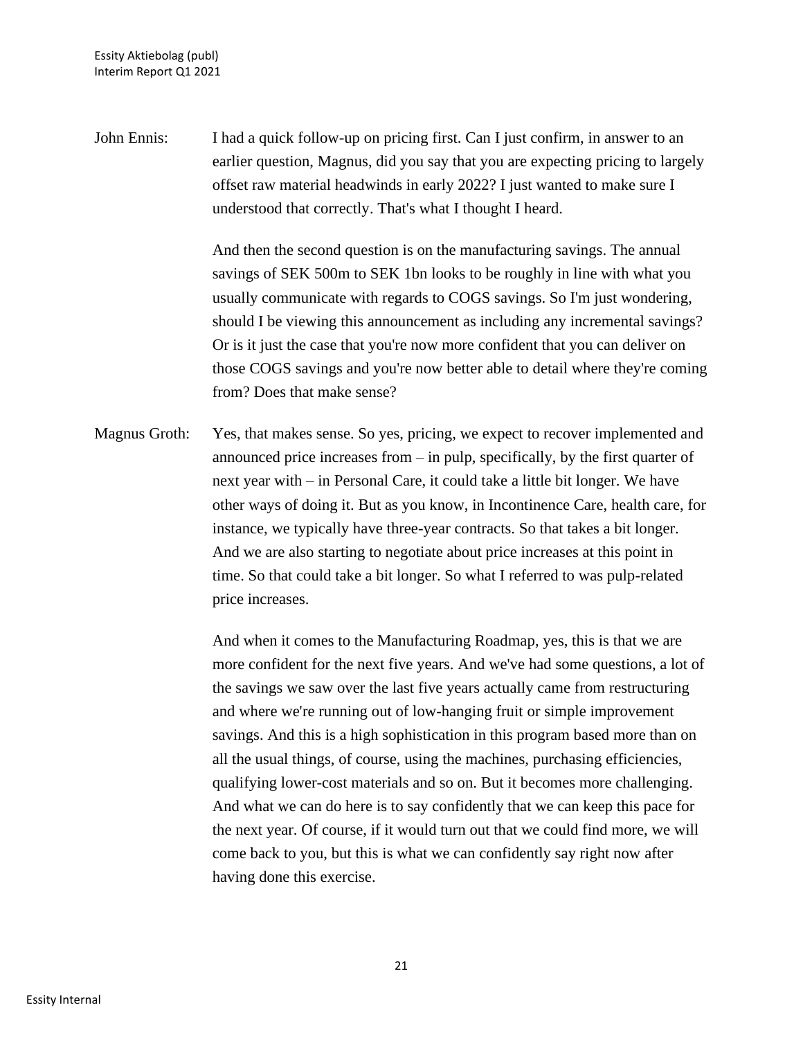John Ennis: I had a quick follow-up on pricing first. Can I just confirm, in answer to an earlier question, Magnus, did you say that you are expecting pricing to largely offset raw material headwinds in early 2022? I just wanted to make sure I understood that correctly. That's what I thought I heard.

And then the second question is on the manufacturing savings. The annual savings of SEK 500m to SEK 1bn looks to be roughly in line with what you usually communicate with regards to COGS savings. So I'm just wondering, should I be viewing this announcement as including any incremental savings? Or is it just the case that you're now more confident that you can deliver on those COGS savings and you're now better able to detail where they're coming from? Does that make sense?

Magnus Groth: Yes, that makes sense. So yes, pricing, we expect to recover implemented and announced price increases from – in pulp, specifically, by the first quarter of next year with – in Personal Care, it could take a little bit longer. We have other ways of doing it. But as you know, in Incontinence Care, health care, for instance, we typically have three-year contracts. So that takes a bit longer. And we are also starting to negotiate about price increases at this point in time. So that could take a bit longer. So what I referred to was pulp-related price increases.

And when it comes to the Manufacturing Roadmap, yes, this is that we are more confident for the next five years. And we've had some questions, a lot of the savings we saw over the last five years actually came from restructuring and where we're running out of low-hanging fruit or simple improvement savings. And this is a high sophistication in this program based more than on all the usual things, of course, using the machines, purchasing efficiencies, qualifying lower-cost materials and so on. But it becomes more challenging. And what we can do here is to say confidently that we can keep this pace for the next year. Of course, if it would turn out that we could find more, we will come back to you, but this is what we can confidently say right now after having done this exercise.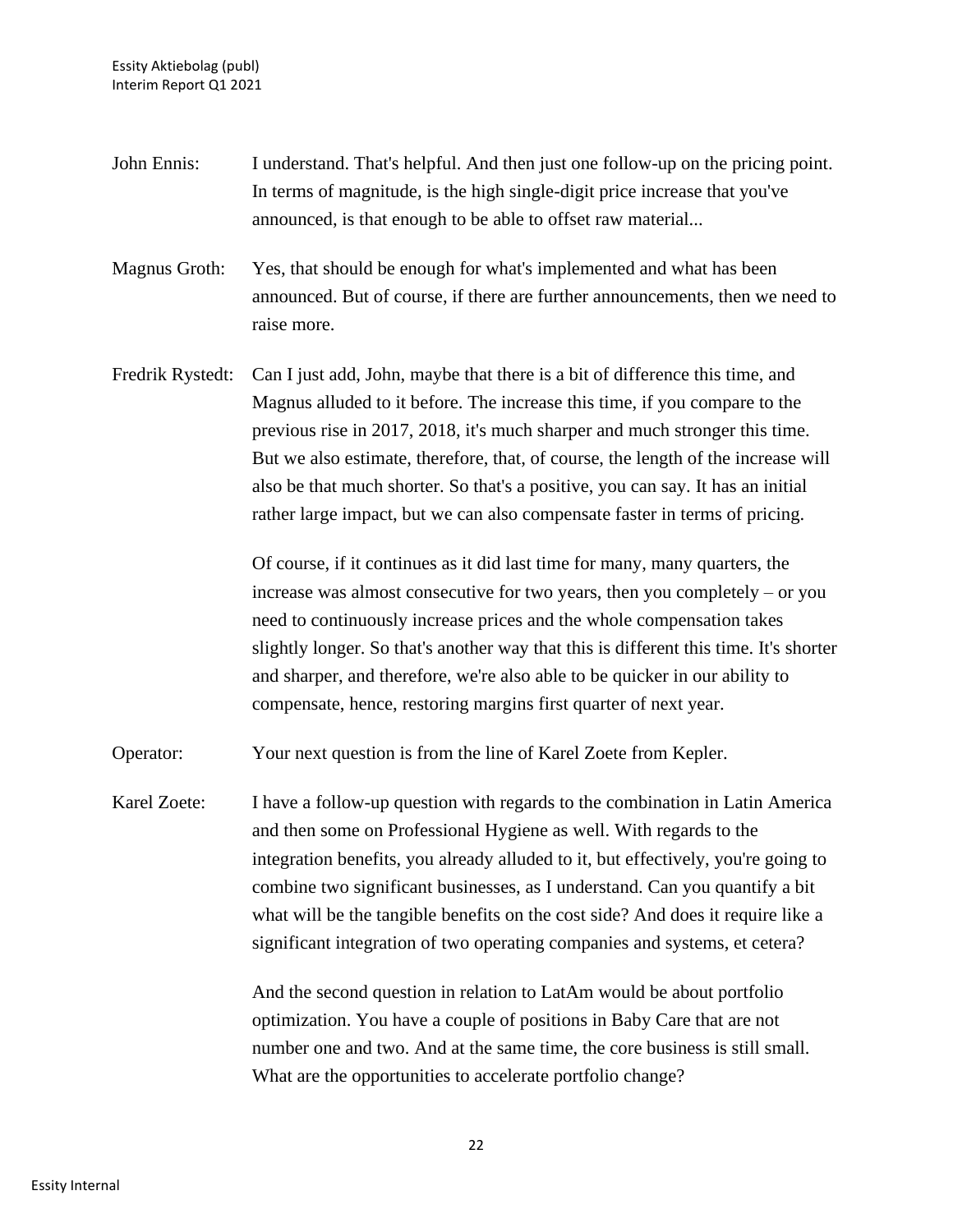John Ennis: I understand. That's helpful. And then just one follow-up on the pricing point. In terms of magnitude, is the high single-digit price increase that you've announced, is that enough to be able to offset raw material...

Magnus Groth: Yes, that should be enough for what's implemented and what has been announced. But of course, if there are further announcements, then we need to raise more.

Fredrik Rystedt: Can I just add, John, maybe that there is a bit of difference this time, and Magnus alluded to it before. The increase this time, if you compare to the previous rise in 2017, 2018, it's much sharper and much stronger this time. But we also estimate, therefore, that, of course, the length of the increase will also be that much shorter. So that's a positive, you can say. It has an initial rather large impact, but we can also compensate faster in terms of pricing.

Of course, if it continues as it did last time for many, many quarters, the increase was almost consecutive for two years, then you completely – or you need to continuously increase prices and the whole compensation takes slightly longer. So that's another way that this is different this time. It's shorter and sharper, and therefore, we're also able to be quicker in our ability to compensate, hence, restoring margins first quarter of next year.

Operator: Your next question is from the line of Karel Zoete from Kepler.

Karel Zoete: I have a follow-up question with regards to the combination in Latin America and then some on Professional Hygiene as well. With regards to the integration benefits, you already alluded to it, but effectively, you're going to combine two significant businesses, as I understand. Can you quantify a bit what will be the tangible benefits on the cost side? And does it require like a significant integration of two operating companies and systems, et cetera?

And the second question in relation to LatAm would be about portfolio optimization. You have a couple of positions in Baby Care that are not number one and two. And at the same time, the core business is still small. What are the opportunities to accelerate portfolio change?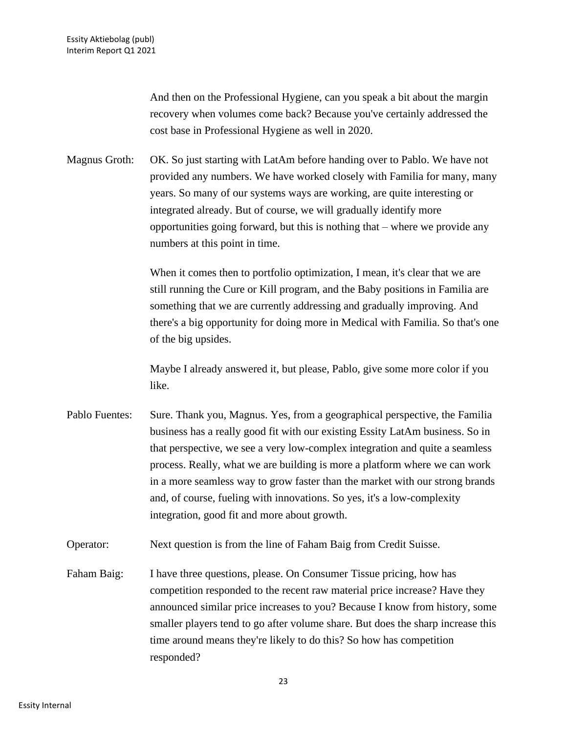And then on the Professional Hygiene, can you speak a bit about the margin recovery when volumes come back? Because you've certainly addressed the cost base in Professional Hygiene as well in 2020.

Magnus Groth: OK. So just starting with LatAm before handing over to Pablo. We have not provided any numbers. We have worked closely with Familia for many, many years. So many of our systems ways are working, are quite interesting or integrated already. But of course, we will gradually identify more opportunities going forward, but this is nothing that – where we provide any numbers at this point in time.

When it comes then to portfolio optimization, I mean, it's clear that we are still running the Cure or Kill program, and the Baby positions in Familia are something that we are currently addressing and gradually improving. And there's a big opportunity for doing more in Medical with Familia. So that's one of the big upsides.

Maybe I already answered it, but please, Pablo, give some more color if you like.

Pablo Fuentes: Sure. Thank you, Magnus. Yes, from a geographical perspective, the Familia business has a really good fit with our existing Essity LatAm business. So in that perspective, we see a very low-complex integration and quite a seamless process. Really, what we are building is more a platform where we can work in a more seamless way to grow faster than the market with our strong brands and, of course, fueling with innovations. So yes, it's a low-complexity integration, good fit and more about growth.

Operator: Next question is from the line of Faham Baig from Credit Suisse.

Faham Baig: I have three questions, please. On Consumer Tissue pricing, how has competition responded to the recent raw material price increase? Have they announced similar price increases to you? Because I know from history, some smaller players tend to go after volume share. But does the sharp increase this time around means they're likely to do this? So how has competition responded?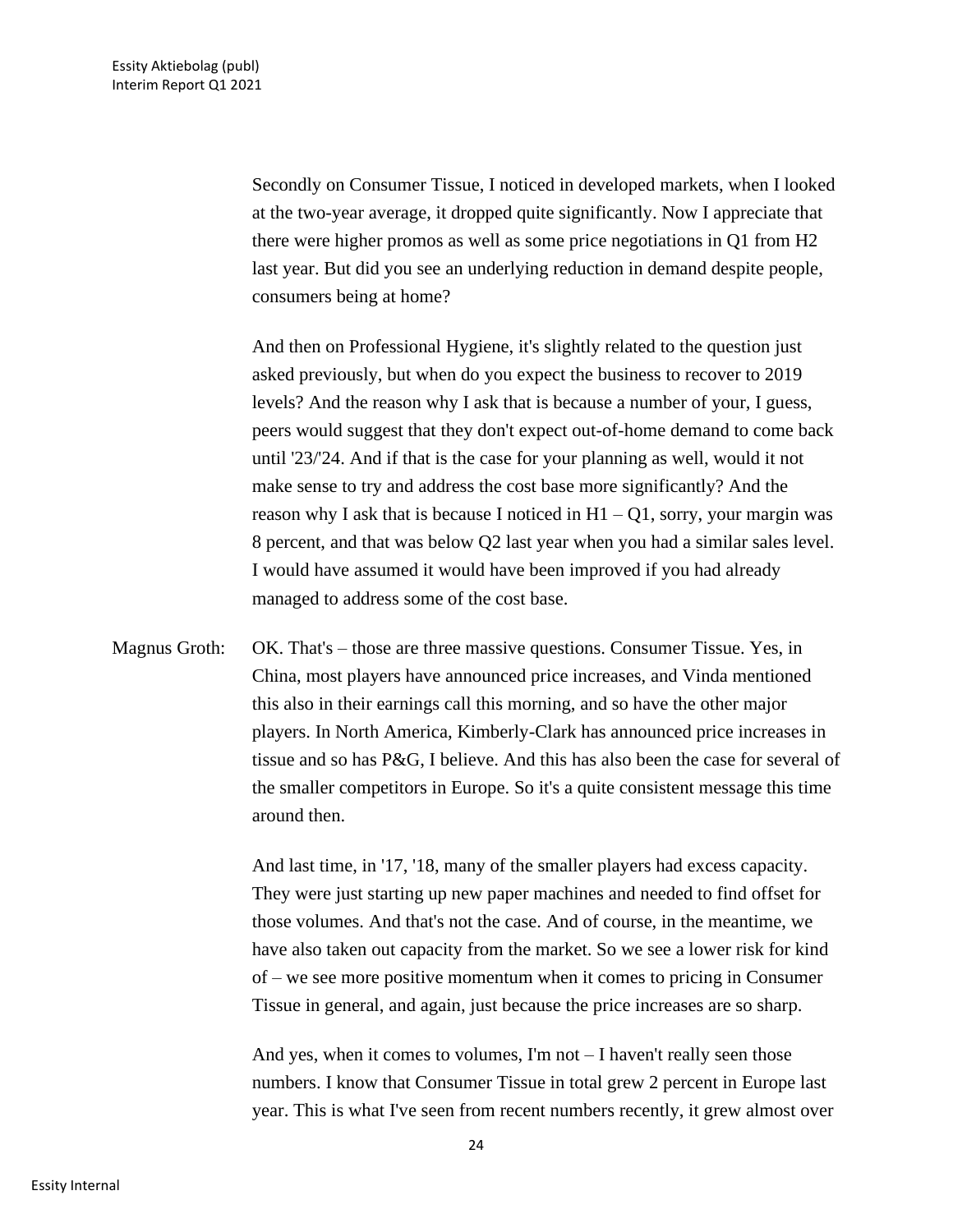Secondly on Consumer Tissue, I noticed in developed markets, when I looked at the two-year average, it dropped quite significantly. Now I appreciate that there were higher promos as well as some price negotiations in Q1 from H2 last year. But did you see an underlying reduction in demand despite people, consumers being at home?

And then on Professional Hygiene, it's slightly related to the question just asked previously, but when do you expect the business to recover to 2019 levels? And the reason why I ask that is because a number of your, I guess, peers would suggest that they don't expect out-of-home demand to come back until '23/'24. And if that is the case for your planning as well, would it not make sense to try and address the cost base more significantly? And the reason why I ask that is because I noticed in H1 – Q1, sorry, your margin was 8 percent, and that was below Q2 last year when you had a similar sales level. I would have assumed it would have been improved if you had already managed to address some of the cost base.

Magnus Groth: OK. That's – those are three massive questions. Consumer Tissue. Yes, in China, most players have announced price increases, and Vinda mentioned this also in their earnings call this morning, and so have the other major players. In North America, Kimberly-Clark has announced price increases in tissue and so has P&G, I believe. And this has also been the case for several of the smaller competitors in Europe. So it's a quite consistent message this time around then.

And last time, in '17, '18, many of the smaller players had excess capacity. They were just starting up new paper machines and needed to find offset for those volumes. And that's not the case. And of course, in the meantime, we have also taken out capacity from the market. So we see a lower risk for kind of – we see more positive momentum when it comes to pricing in Consumer Tissue in general, and again, just because the price increases are so sharp.

And yes, when it comes to volumes, I'm not – I haven't really seen those numbers. I know that Consumer Tissue in total grew 2 percent in Europe last year. This is what I've seen from recent numbers recently, it grew almost over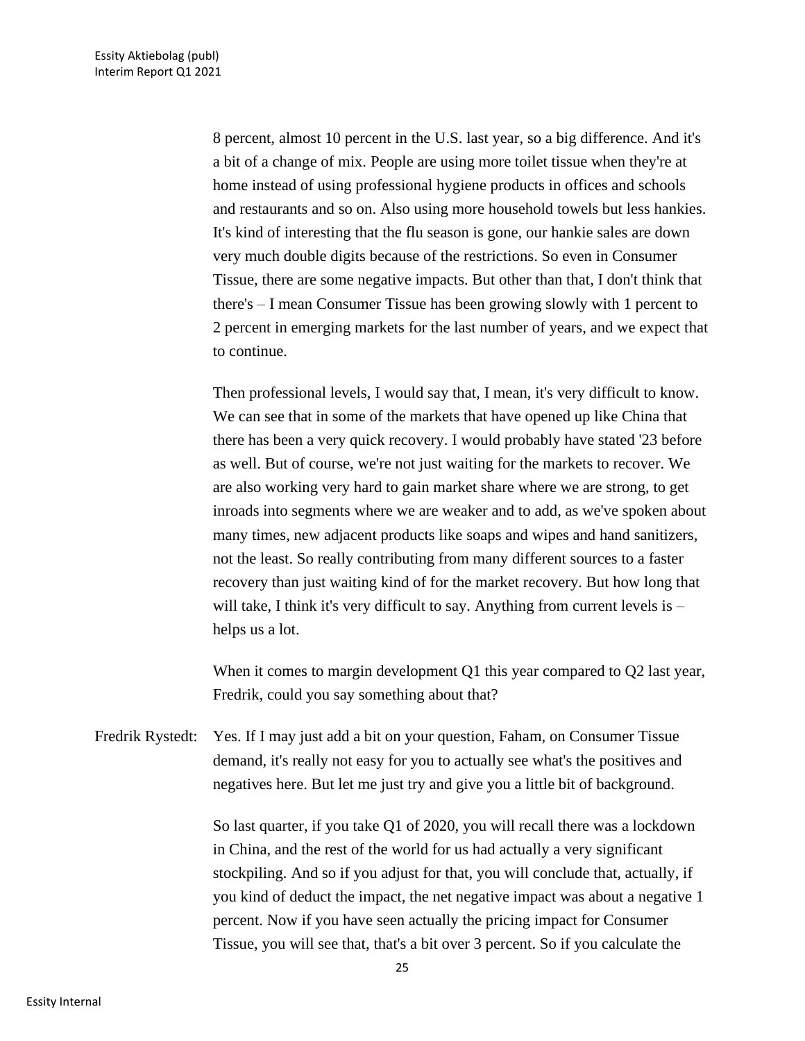8 percent, almost 10 percent in the U.S. last year, so a big difference. And it's a bit of a change of mix. People are using more toilet tissue when they're at home instead of using professional hygiene products in offices and schools and restaurants and so on. Also using more household towels but less hankies. It's kind of interesting that the flu season is gone, our hankie sales are down very much double digits because of the restrictions. So even in Consumer Tissue, there are some negative impacts. But other than that, I don't think that there's – I mean Consumer Tissue has been growing slowly with 1 percent to 2 percent in emerging markets for the last number of years, and we expect that to continue.

Then professional levels, I would say that, I mean, it's very difficult to know. We can see that in some of the markets that have opened up like China that there has been a very quick recovery. I would probably have stated '23 before as well. But of course, we're not just waiting for the markets to recover. We are also working very hard to gain market share where we are strong, to get inroads into segments where we are weaker and to add, as we've spoken about many times, new adjacent products like soaps and wipes and hand sanitizers, not the least. So really contributing from many different sources to a faster recovery than just waiting kind of for the market recovery. But how long that will take, I think it's very difficult to say. Anything from current levels is – helps us a lot.

When it comes to margin development Q1 this year compared to Q2 last year, Fredrik, could you say something about that?

Fredrik Rystedt: Yes. If I may just add a bit on your question, Faham, on Consumer Tissue demand, it's really not easy for you to actually see what's the positives and negatives here. But let me just try and give you a little bit of background.

So last quarter, if you take Q1 of 2020, you will recall there was a lockdown in China, and the rest of the world for us had actually a very significant stockpiling. And so if you adjust for that, you will conclude that, actually, if you kind of deduct the impact, the net negative impact was about a negative 1 percent. Now if you have seen actually the pricing impact for Consumer Tissue, you will see that, that's a bit over 3 percent. So if you calculate the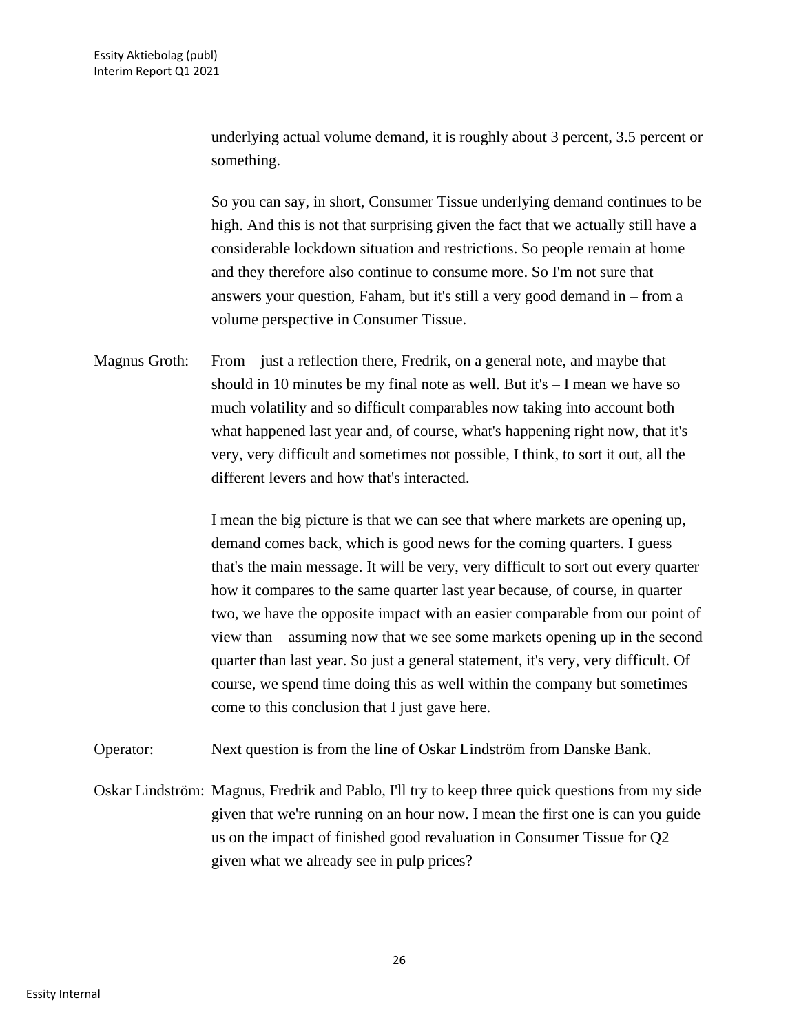underlying actual volume demand, it is roughly about 3 percent, 3.5 percent or something.

So you can say, in short, Consumer Tissue underlying demand continues to be high. And this is not that surprising given the fact that we actually still have a considerable lockdown situation and restrictions. So people remain at home and they therefore also continue to consume more. So I'm not sure that answers your question, Faham, but it's still a very good demand in – from a volume perspective in Consumer Tissue.

Magnus Groth: From – just a reflection there, Fredrik, on a general note, and maybe that should in 10 minutes be my final note as well. But it's – I mean we have so much volatility and so difficult comparables now taking into account both what happened last year and, of course, what's happening right now, that it's very, very difficult and sometimes not possible, I think, to sort it out, all the different levers and how that's interacted.

I mean the big picture is that we can see that where markets are opening up, demand comes back, which is good news for the coming quarters. I guess that's the main message. It will be very, very difficult to sort out every quarter how it compares to the same quarter last year because, of course, in quarter two, we have the opposite impact with an easier comparable from our point of view than – assuming now that we see some markets opening up in the second quarter than last year. So just a general statement, it's very, very difficult. Of course, we spend time doing this as well within the company but sometimes come to this conclusion that I just gave here.

Operator: Next question is from the line of Oskar Lindström from Danske Bank.

Oskar Lindström: Magnus, Fredrik and Pablo, I'll try to keep three quick questions from my side given that we're running on an hour now. I mean the first one is can you guide us on the impact of finished good revaluation in Consumer Tissue for Q2 given what we already see in pulp prices?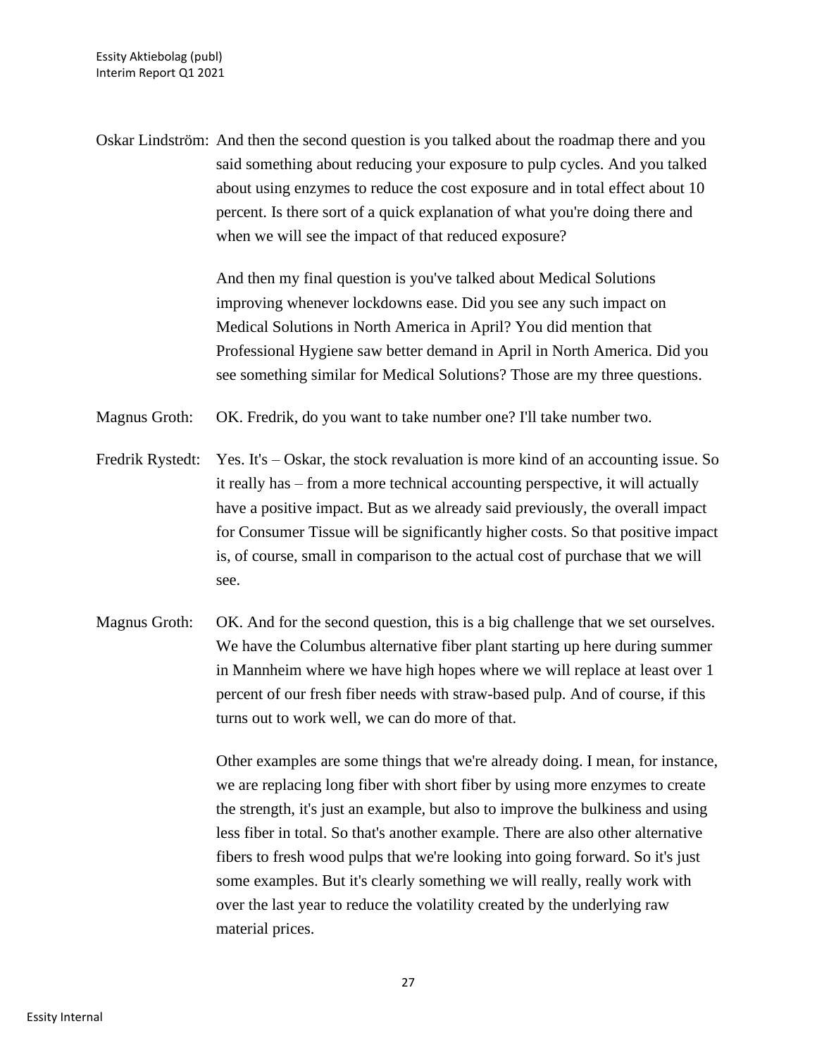Oskar Lindström: And then the second question is you talked about the roadmap there and you said something about reducing your exposure to pulp cycles. And you talked about using enzymes to reduce the cost exposure and in total effect about 10 percent. Is there sort of a quick explanation of what you're doing there and when we will see the impact of that reduced exposure?

And then my final question is you've talked about Medical Solutions improving whenever lockdowns ease. Did you see any such impact on Medical Solutions in North America in April? You did mention that Professional Hygiene saw better demand in April in North America. Did you see something similar for Medical Solutions? Those are my three questions.

Magnus Groth: OK. Fredrik, do you want to take number one? I'll take number two.

Fredrik Rystedt: Yes. It's – Oskar, the stock revaluation is more kind of an accounting issue. So it really has – from a more technical accounting perspective, it will actually have a positive impact. But as we already said previously, the overall impact for Consumer Tissue will be significantly higher costs. So that positive impact is, of course, small in comparison to the actual cost of purchase that we will see.

Magnus Groth: OK. And for the second question, this is a big challenge that we set ourselves. We have the Columbus alternative fiber plant starting up here during summer in Mannheim where we have high hopes where we will replace at least over 1 percent of our fresh fiber needs with straw-based pulp. And of course, if this turns out to work well, we can do more of that.

Other examples are some things that we're already doing. I mean, for instance, we are replacing long fiber with short fiber by using more enzymes to create the strength, it's just an example, but also to improve the bulkiness and using less fiber in total. So that's another example. There are also other alternative fibers to fresh wood pulps that we're looking into going forward. So it's just some examples. But it's clearly something we will really, really work with over the last year to reduce the volatility created by the underlying raw material prices.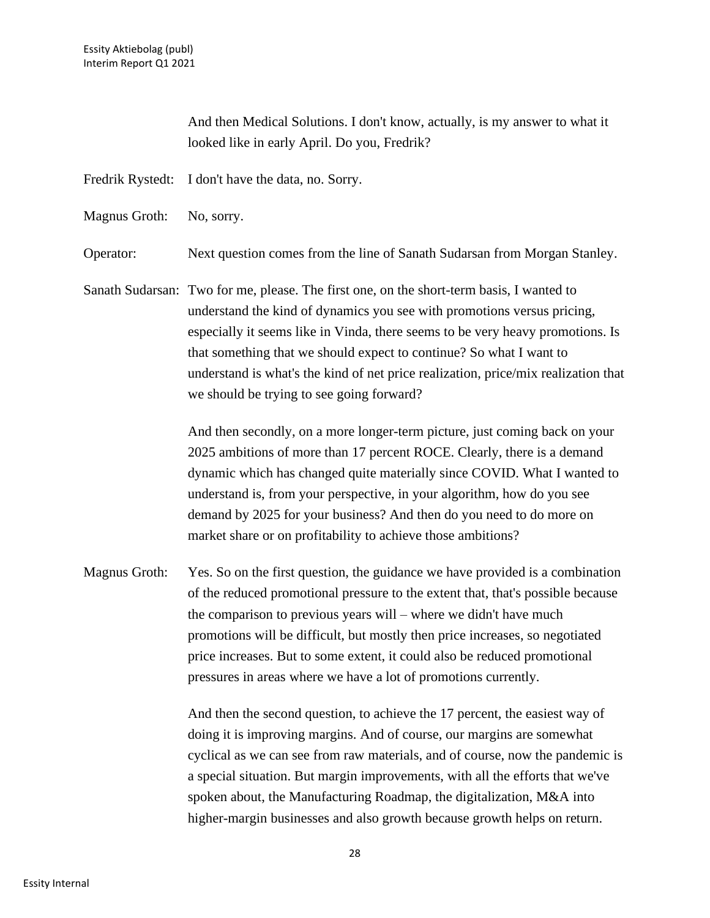And then Medical Solutions. I don't know, actually, is my answer to what it looked like in early April. Do you, Fredrik?

Fredrik Rystedt: I don't have the data, no. Sorry.

Magnus Groth: No, sorry.

Operator: Next question comes from the line of Sanath Sudarsan from Morgan Stanley.

Sanath Sudarsan: Two for me, please. The first one, on the short-term basis, I wanted to understand the kind of dynamics you see with promotions versus pricing, especially it seems like in Vinda, there seems to be very heavy promotions. Is that something that we should expect to continue? So what I want to understand is what's the kind of net price realization, price/mix realization that we should be trying to see going forward?

And then secondly, on a more longer-term picture, just coming back on your 2025 ambitions of more than 17 percent ROCE. Clearly, there is a demand dynamic which has changed quite materially since COVID. What I wanted to understand is, from your perspective, in your algorithm, how do you see demand by 2025 for your business? And then do you need to do more on market share or on profitability to achieve those ambitions?

Magnus Groth: Yes. So on the first question, the guidance we have provided is a combination of the reduced promotional pressure to the extent that, that's possible because the comparison to previous years will – where we didn't have much promotions will be difficult, but mostly then price increases, so negotiated price increases. But to some extent, it could also be reduced promotional pressures in areas where we have a lot of promotions currently.

And then the second question, to achieve the 17 percent, the easiest way of doing it is improving margins. And of course, our margins are somewhat cyclical as we can see from raw materials, and of course, now the pandemic is a special situation. But margin improvements, with all the efforts that we've spoken about, the Manufacturing Roadmap, the digitalization, M&A into higher-margin businesses and also growth because growth helps on return.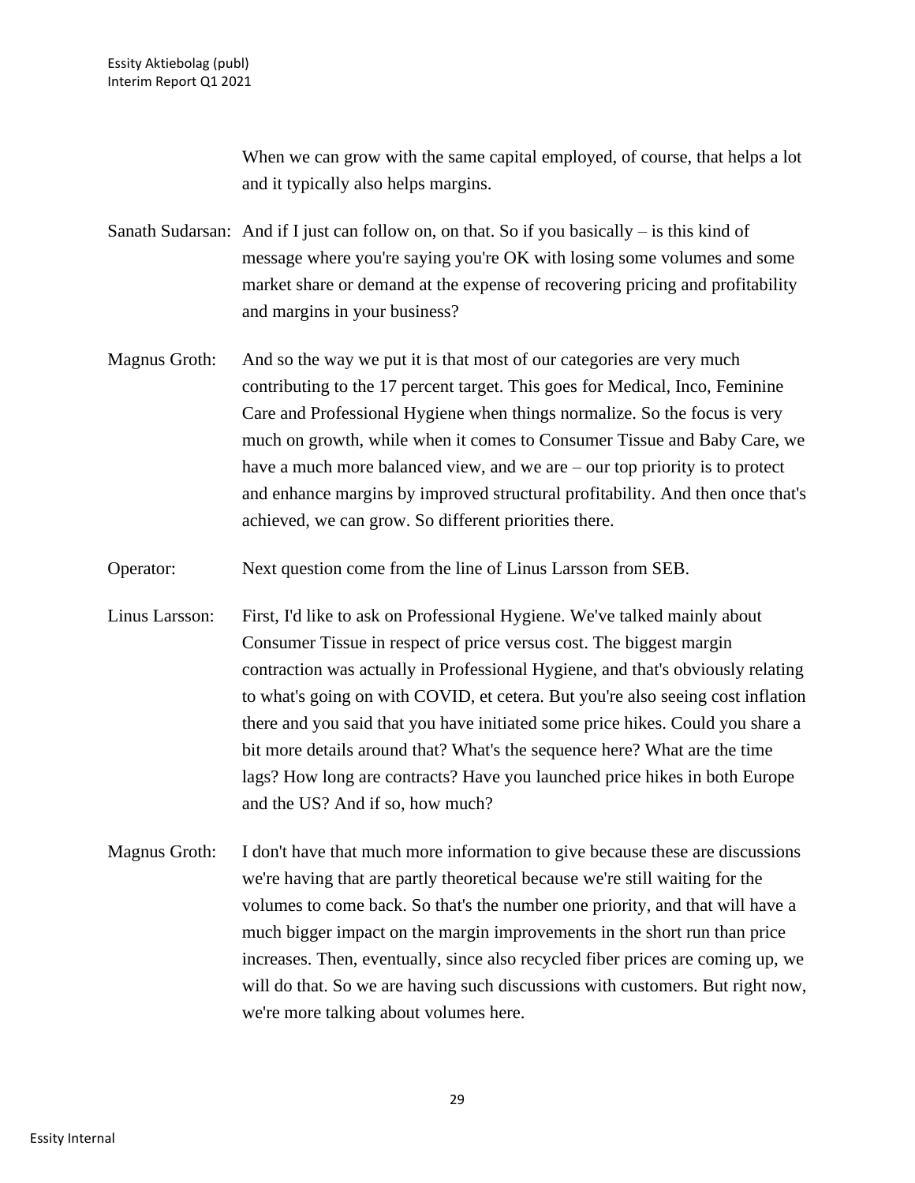When we can grow with the same capital employed, of course, that helps a lot and it typically also helps margins.

Sanath Sudarsan: And if I just can follow on, on that. So if you basically – is this kind of message where you're saying you're OK with losing some volumes and some market share or demand at the expense of recovering pricing and profitability and margins in your business?

Magnus Groth: And so the way we put it is that most of our categories are very much contributing to the 17 percent target. This goes for Medical, Inco, Feminine Care and Professional Hygiene when things normalize. So the focus is very much on growth, while when it comes to Consumer Tissue and Baby Care, we have a much more balanced view, and we are – our top priority is to protect and enhance margins by improved structural profitability. And then once that's achieved, we can grow. So different priorities there.

Operator: Next question come from the line of Linus Larsson from SEB.

Linus Larsson: First, I'd like to ask on Professional Hygiene. We've talked mainly about Consumer Tissue in respect of price versus cost. The biggest margin contraction was actually in Professional Hygiene, and that's obviously relating to what's going on with COVID, et cetera. But you're also seeing cost inflation there and you said that you have initiated some price hikes. Could you share a bit more details around that? What's the sequence here? What are the time lags? How long are contracts? Have you launched price hikes in both Europe and the US? And if so, how much?

Magnus Groth: I don't have that much more information to give because these are discussions we're having that are partly theoretical because we're still waiting for the volumes to come back. So that's the number one priority, and that will have a much bigger impact on the margin improvements in the short run than price increases. Then, eventually, since also recycled fiber prices are coming up, we will do that. So we are having such discussions with customers. But right now, we're more talking about volumes here.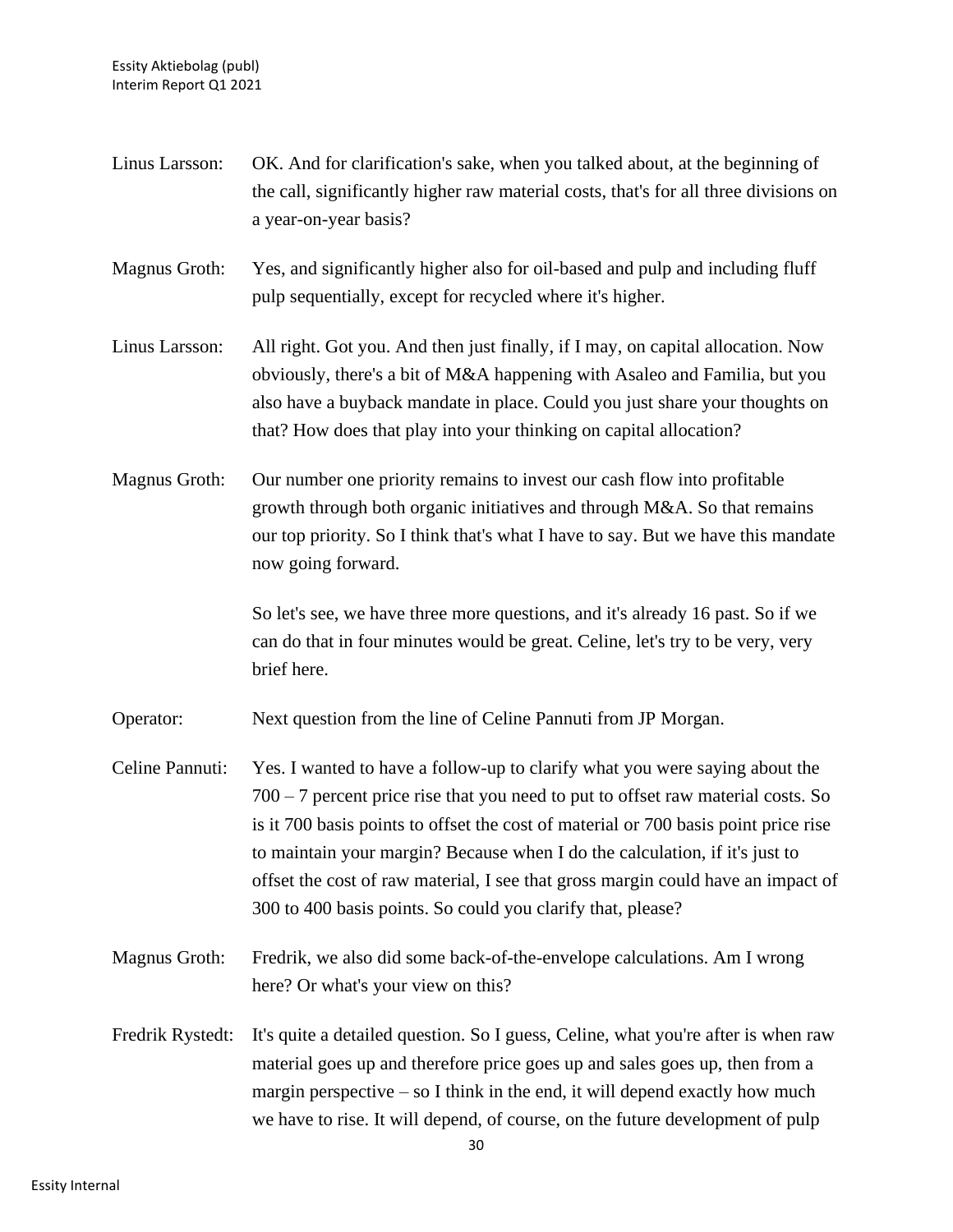Linus Larsson: OK. And for clarification's sake, when you talked about, at the beginning of the call, significantly higher raw material costs, that's for all three divisions on a year-on-year basis?

Magnus Groth: Yes, and significantly higher also for oil-based and pulp and including fluff pulp sequentially, except for recycled where it's higher.

Linus Larsson: All right. Got you. And then just finally, if I may, on capital allocation. Now obviously, there's a bit of M&A happening with Asaleo and Familia, but you also have a buyback mandate in place. Could you just share your thoughts on that? How does that play into your thinking on capital allocation?

Magnus Groth: Our number one priority remains to invest our cash flow into profitable growth through both organic initiatives and through M&A. So that remains our top priority. So I think that's what I have to say. But we have this mandate now going forward.

So let's see, we have three more questions, and it's already 16 past. So if we can do that in four minutes would be great. Celine, let's try to be very, very brief here.

Operator: Next question from the line of Celine Pannuti from JP Morgan.

Celine Pannuti: Yes. I wanted to have a follow-up to clarify what you were saying about the 700 – 7 percent price rise that you need to put to offset raw material costs. So is it 700 basis points to offset the cost of material or 700 basis point price rise to maintain your margin? Because when I do the calculation, if it's just to offset the cost of raw material, I see that gross margin could have an impact of 300 to 400 basis points. So could you clarify that, please?

Magnus Groth: Fredrik, we also did some back-of-the-envelope calculations. Am I wrong here? Or what's your view on this?

Fredrik Rystedt: It's quite a detailed question. So I guess, Celine, what you're after is when raw material goes up and therefore price goes up and sales goes up, then from a margin perspective – so I think in the end, it will depend exactly how much we have to rise. It will depend, of course, on the future development of pulp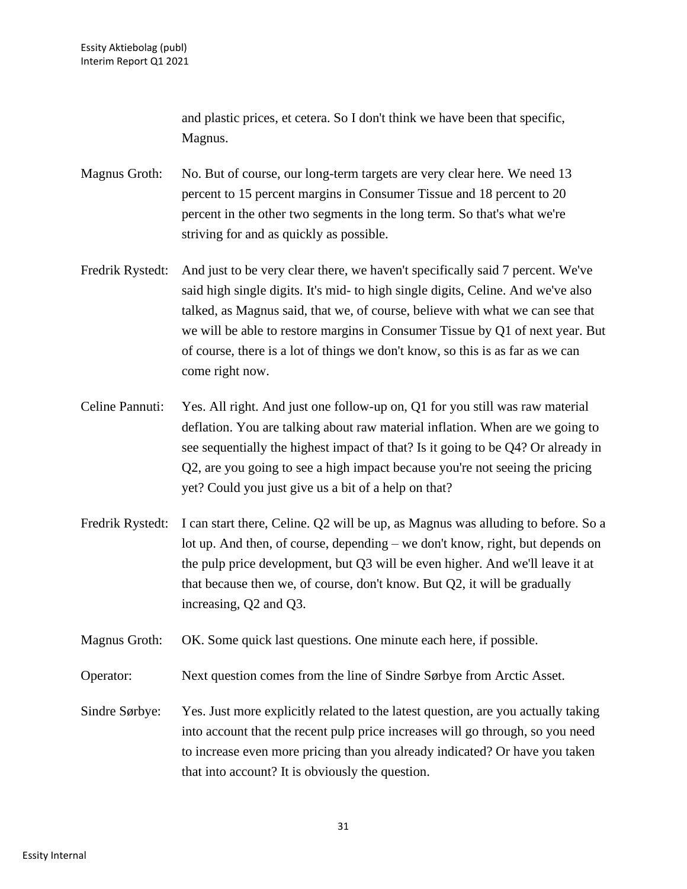and plastic prices, et cetera. So I don't think we have been that specific, Magnus.

Magnus Groth: No. But of course, our long-term targets are very clear here. We need 13 percent to 15 percent margins in Consumer Tissue and 18 percent to 20 percent in the other two segments in the long term. So that's what we're striving for and as quickly as possible.

Fredrik Rystedt: And just to be very clear there, we haven't specifically said 7 percent. We've said high single digits. It's mid- to high single digits, Celine. And we've also talked, as Magnus said, that we, of course, believe with what we can see that we will be able to restore margins in Consumer Tissue by Q1 of next year. But of course, there is a lot of things we don't know, so this is as far as we can come right now.

Celine Pannuti: Yes. All right. And just one follow-up on, Q1 for you still was raw material deflation. You are talking about raw material inflation. When are we going to see sequentially the highest impact of that? Is it going to be Q4? Or already in Q2, are you going to see a high impact because you're not seeing the pricing yet? Could you just give us a bit of a help on that?

Fredrik Rystedt: I can start there, Celine. Q2 will be up, as Magnus was alluding to before. So a lot up. And then, of course, depending – we don't know, right, but depends on the pulp price development, but Q3 will be even higher. And we'll leave it at that because then we, of course, don't know. But Q2, it will be gradually increasing, Q2 and Q3.

Magnus Groth: OK. Some quick last questions. One minute each here, if possible.

Operator: Next question comes from the line of Sindre Sørbye from Arctic Asset.

Sindre Sørbye: Yes. Just more explicitly related to the latest question, are you actually taking into account that the recent pulp price increases will go through, so you need to increase even more pricing than you already indicated? Or have you taken that into account? It is obviously the question.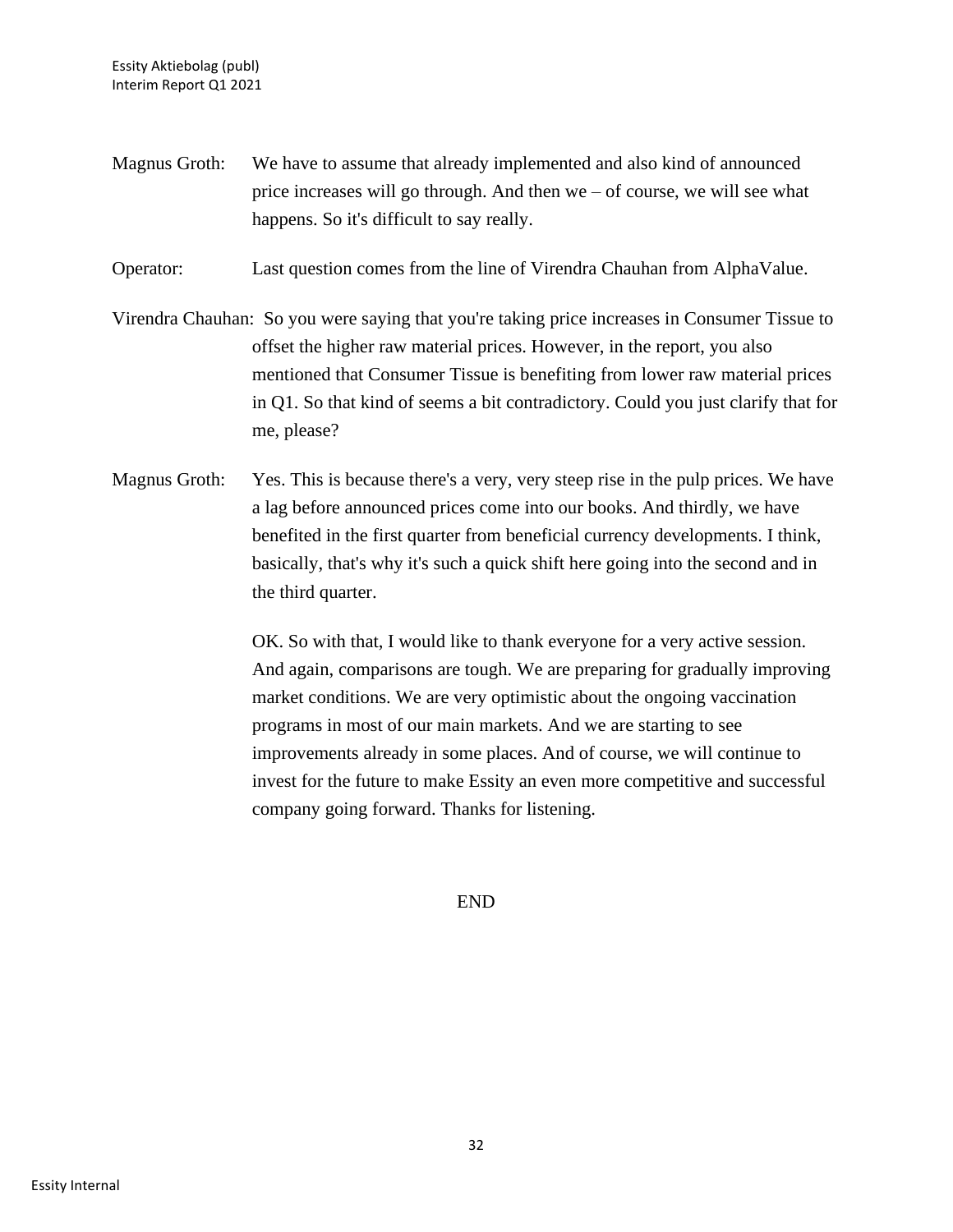Magnus Groth: We have to assume that already implemented and also kind of announced price increases will go through. And then we – of course, we will see what happens. So it's difficult to say really.

Operator: Last question comes from the line of Virendra Chauhan from AlphaValue.

Virendra Chauhan: So you were saying that you're taking price increases in Consumer Tissue to offset the higher raw material prices. However, in the report, you also mentioned that Consumer Tissue is benefiting from lower raw material prices in Q1. So that kind of seems a bit contradictory. Could you just clarify that for me, please?

Magnus Groth: Yes. This is because there's a very, very steep rise in the pulp prices. We have a lag before announced prices come into our books. And thirdly, we have benefited in the first quarter from beneficial currency developments. I think, basically, that's why it's such a quick shift here going into the second and in the third quarter.

OK. So with that, I would like to thank everyone for a very active session. And again, comparisons are tough. We are preparing for gradually improving market conditions. We are very optimistic about the ongoing vaccination programs in most of our main markets. And we are starting to see improvements already in some places. And of course, we will continue to invest for the future to make Essity an even more competitive and successful company going forward. Thanks for listening.

END